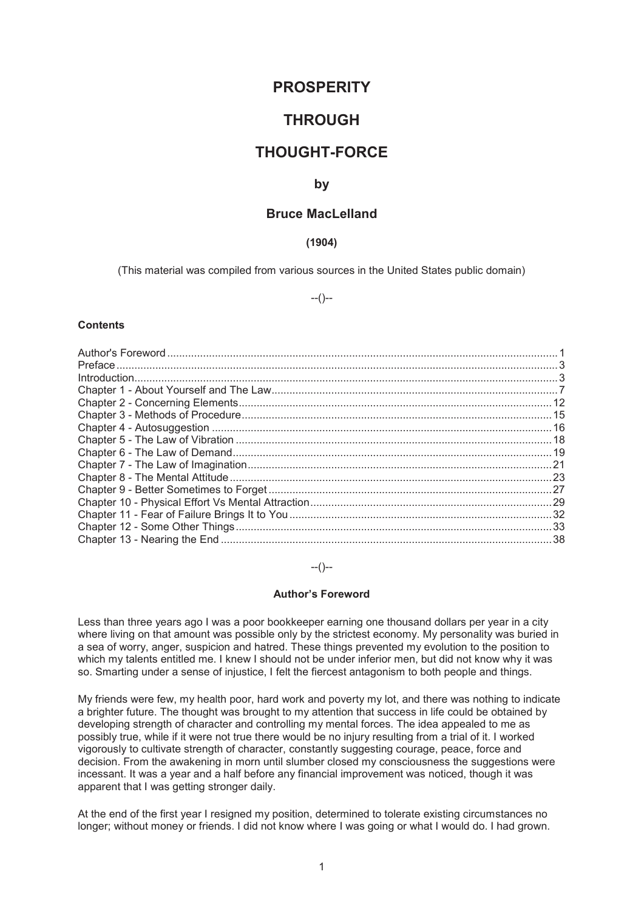# PROSPERITY

# THROUGH

# THOUGHT-FORCE

## by

## Bruce MacLelland

**(1904)**

(This material was compiled from various sources in the United States public domain)

--()--

**Contents**

| | |
|---|---|
| Author's Foreword | 1 |
| Preface | 3 |
| Introduction | 3 |
| Chapter 1 - About Yourself and The Law | 7 |
| Chapter 2 - Concerning Elements | 12 |
| Chapter 3 - Methods of Procedure | 15 |
| Chapter 4 - Autosuggestion | 16 |
| Chapter 5 - The Law of Vibration | 18 |
| Chapter 6 - The Law of Demand | 19 |
| Chapter 7 - The Law of Imagination | 21 |
| Chapter 8 - The Mental Attitude | 23 |
| Chapter 9 - Better Sometimes to Forget | 27 |
| Chapter 10 - Physical Effort Vs Mental Attraction | 29 |
| Chapter 11 - Fear of Failure Brings It to You | 32 |
| Chapter 12 - Some Other Things | 33 |
| Chapter 13 - Nearing the End | 38 |

--()--

### Author's Foreword

Less than three years ago I was a poor bookkeeper earning one thousand dollars per year in a city where living on that amount was possible only by the strictest economy. My personality was buried in a sea of worry, anger, suspicion and hatred. These things prevented my evolution to the position to which my talents entitled me. I knew I should not be under inferior men, but did not know why it was so. Smarting under a sense of injustice, I felt the fiercest antagonism to both people and things.

My friends were few, my health poor, hard work and poverty my lot, and there was nothing to indicate a brighter future. The thought was brought to my attention that success in life could be obtained by developing strength of character and controlling my mental forces. The idea appealed to me as possibly true, while if it were not true there would be no injury resulting from a trial of it. I worked vigorously to cultivate strength of character, constantly suggesting courage, peace, force and decision. From the awakening in morn until slumber closed my consciousness the suggestions were incessant. It was a year and a half before any financial improvement was noticed, though it was apparent that I was getting stronger daily.

At the end of the first year I resigned my position, determined to tolerate existing circumstances no longer; without money or friends. I did not know where I was going or what I would do. I had grown.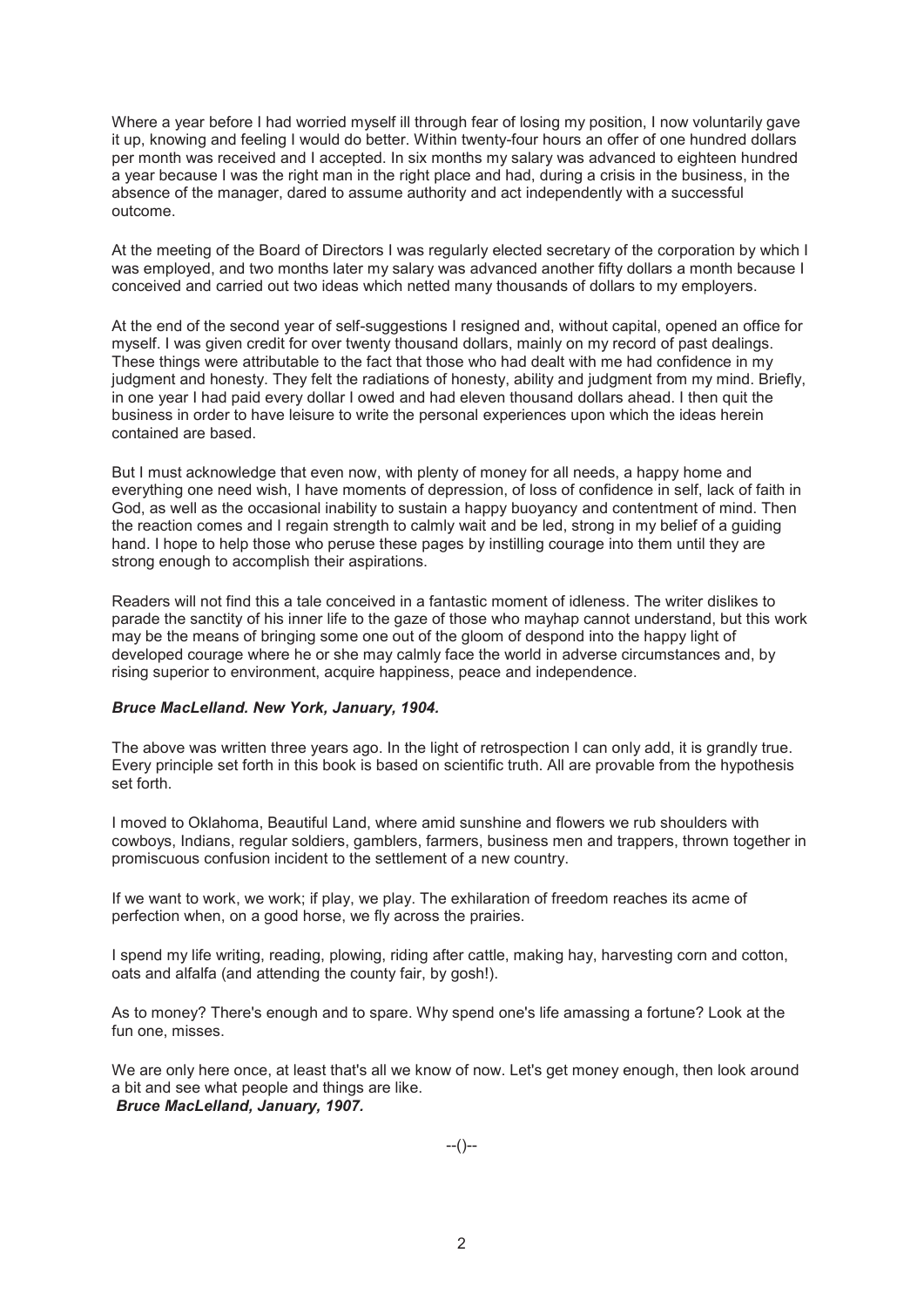Where a year before I had worried myself ill through fear of losing my position, I now voluntarily gave it up, knowing and feeling I would do better. Within twenty-four hours an offer of one hundred dollars per month was received and I accepted. In six months my salary was advanced to eighteen hundred a year because I was the right man in the right place and had, during a crisis in the business, in the absence of the manager, dared to assume authority and act independently with a successful outcome.

At the meeting of the Board of Directors I was regularly elected secretary of the corporation by which I was employed, and two months later my salary was advanced another fifty dollars a month because I conceived and carried out two ideas which netted many thousands of dollars to my employers.

At the end of the second year of self-suggestions I resigned and, without capital, opened an office for myself. I was given credit for over twenty thousand dollars, mainly on my record of past dealings. These things were attributable to the fact that those who had dealt with me had confidence in my judgment and honesty. They felt the radiations of honesty, ability and judgment from my mind. Briefly, in one year I had paid every dollar I owed and had eleven thousand dollars ahead. I then quit the business in order to have leisure to write the personal experiences upon which the ideas herein contained are based.

But I must acknowledge that even now, with plenty of money for all needs, a happy home and everything one need wish, I have moments of depression, of loss of confidence in self, lack of faith in God, as well as the occasional inability to sustain a happy buoyancy and contentment of mind. Then the reaction comes and I regain strength to calmly wait and be led, strong in my belief of a guiding hand. I hope to help those who peruse these pages by instilling courage into them until they are strong enough to accomplish their aspirations.

Readers will not find this a tale conceived in a fantastic moment of idleness. The writer dislikes to parade the sanctity of his inner life to the gaze of those who mayhap cannot understand, but this work may be the means of bringing some one out of the gloom of despond into the happy light of developed courage where he or she may calmly face the world in adverse circumstances and, by rising superior to environment, acquire happiness, peace and independence.

***Bruce MacLelland. New York, January, 1904.***

The above was written three years ago. In the light of retrospection I can only add, it is grandly true. Every principle set forth in this book is based on scientific truth. All are provable from the hypothesis set forth.

I moved to Oklahoma, Beautiful Land, where amid sunshine and flowers we rub shoulders with cowboys, Indians, regular soldiers, gamblers, farmers, business men and trappers, thrown together in promiscuous confusion incident to the settlement of a new country.

If we want to work, we work; if play, we play. The exhilaration of freedom reaches its acme of perfection when, on a good horse, we fly across the prairies.

I spend my life writing, reading, plowing, riding after cattle, making hay, harvesting corn and cotton, oats and alfalfa (and attending the county fair, by gosh!).

As to money? There's enough and to spare. Why spend one's life amassing a fortune? Look at the fun one, misses.

We are only here once, at least that's all we know of now. Let's get money enough, then look around a bit and see what people and things are like.

***Bruce MacLelland, January, 1907.***

--()--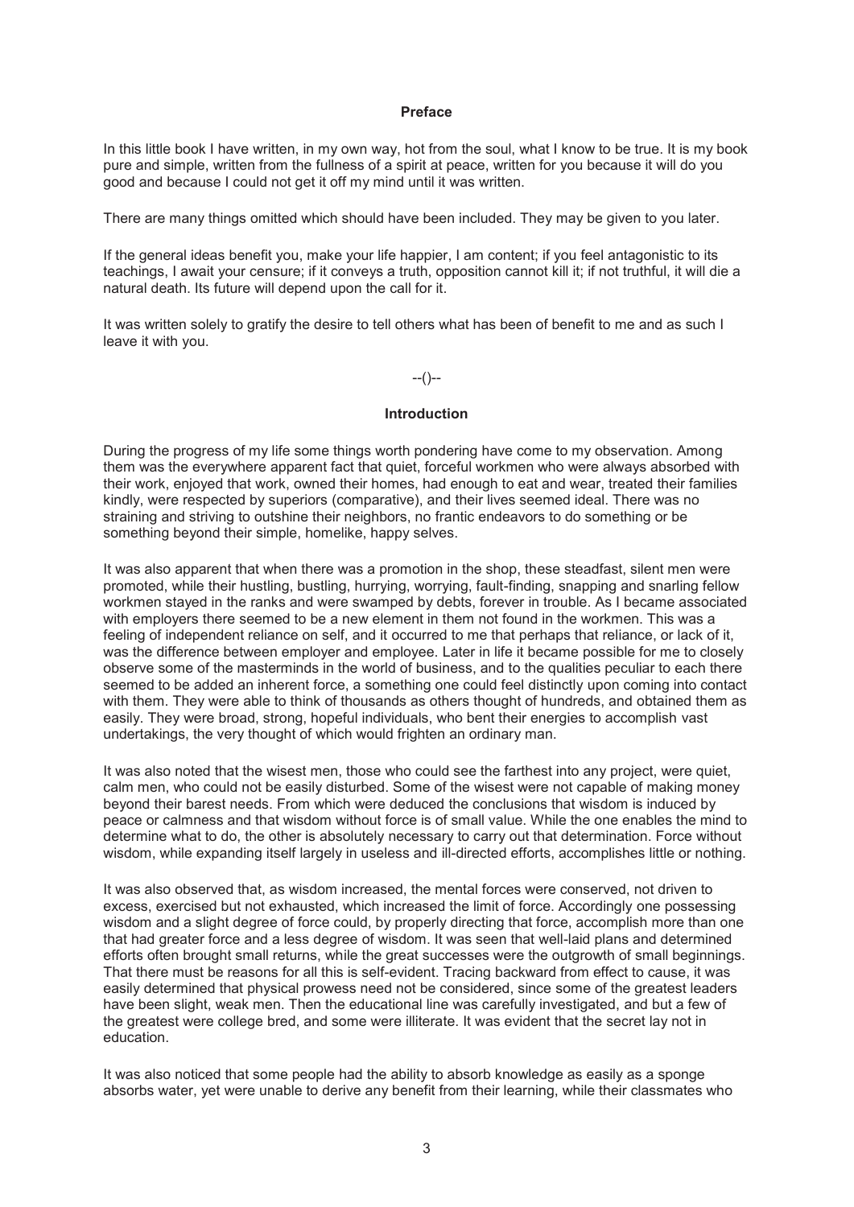## Preface

In this little book I have written, in my own way, hot from the soul, what I know to be true. It is my book pure and simple, written from the fullness of a spirit at peace, written for you because it will do you good and because I could not get it off my mind until it was written.

There are many things omitted which should have been included. They may be given to you later.

If the general ideas benefit you, make your life happier, I am content; if you feel antagonistic to its teachings, I await your censure; if it conveys a truth, opposition cannot kill it; if not truthful, it will die a natural death. Its future will depend upon the call for it.

It was written solely to gratify the desire to tell others what has been of benefit to me and as such I leave it with you.

--()--

## Introduction

During the progress of my life some things worth pondering have come to my observation. Among them was the everywhere apparent fact that quiet, forceful workmen who were always absorbed with their work, enjoyed that work, owned their homes, had enough to eat and wear, treated their families kindly, were respected by superiors (comparative), and their lives seemed ideal. There was no straining and striving to outshine their neighbors, no frantic endeavors to do something or be something beyond their simple, homelike, happy selves.

It was also apparent that when there was a promotion in the shop, these steadfast, silent men were promoted, while their hustling, bustling, hurrying, worrying, fault-finding, snapping and snarling fellow workmen stayed in the ranks and were swamped by debts, forever in trouble. As I became associated with employers there seemed to be a new element in them not found in the workmen. This was a feeling of independent reliance on self, and it occurred to me that perhaps that reliance, or lack of it, was the difference between employer and employee. Later in life it became possible for me to closely observe some of the masterminds in the world of business, and to the qualities peculiar to each there seemed to be added an inherent force, a something one could feel distinctly upon coming into contact with them. They were able to think of thousands as others thought of hundreds, and obtained them as easily. They were broad, strong, hopeful individuals, who bent their energies to accomplish vast undertakings, the very thought of which would frighten an ordinary man.

It was also noted that the wisest men, those who could see the farthest into any project, were quiet, calm men, who could not be easily disturbed. Some of the wisest were not capable of making money beyond their barest needs. From which were deduced the conclusions that wisdom is induced by peace or calmness and that wisdom without force is of small value. While the one enables the mind to determine what to do, the other is absolutely necessary to carry out that determination. Force without wisdom, while expanding itself largely in useless and ill-directed efforts, accomplishes little or nothing.

It was also observed that, as wisdom increased, the mental forces were conserved, not driven to excess, exercised but not exhausted, which increased the limit of force. Accordingly one possessing wisdom and a slight degree of force could, by properly directing that force, accomplish more than one that had greater force and a less degree of wisdom. It was seen that well-laid plans and determined efforts often brought small returns, while the great successes were the outgrowth of small beginnings. That there must be reasons for all this is self-evident. Tracing backward from effect to cause, it was easily determined that physical prowess need not be considered, since some of the greatest leaders have been slight, weak men. Then the educational line was carefully investigated, and but a few of the greatest were college bred, and some were illiterate. It was evident that the secret lay not in education.

It was also noticed that some people had the ability to absorb knowledge as easily as a sponge absorbs water, yet were unable to derive any benefit from their learning, while their classmates who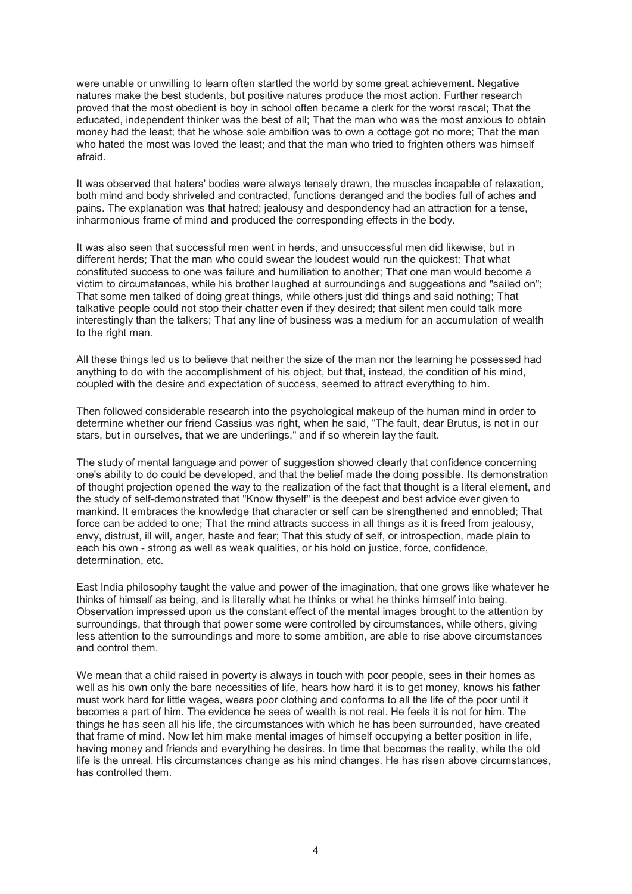were unable or unwilling to learn often startled the world by some great achievement. Negative natures make the best students, but positive natures produce the most action. Further research proved that the most obedient is boy in school often became a clerk for the worst rascal; That the educated, independent thinker was the best of all; That the man who was the most anxious to obtain money had the least; that he whose sole ambition was to own a cottage got no more; That the man who hated the most was loved the least; and that the man who tried to frighten others was himself afraid.

It was observed that haters' bodies were always tensely drawn, the muscles incapable of relaxation, both mind and body shriveled and contracted, functions deranged and the bodies full of aches and pains. The explanation was that hatred; jealousy and despondency had an attraction for a tense, inharmonious frame of mind and produced the corresponding effects in the body.

It was also seen that successful men went in herds, and unsuccessful men did likewise, but in different herds; That the man who could swear the loudest would run the quickest; That what constituted success to one was failure and humiliation to another; That one man would become a victim to circumstances, while his brother laughed at surroundings and suggestions and "sailed on"; That some men talked of doing great things, while others just did things and said nothing; That talkative people could not stop their chatter even if they desired; that silent men could talk more interestingly than the talkers; That any line of business was a medium for an accumulation of wealth to the right man.

All these things led us to believe that neither the size of the man nor the learning he possessed had anything to do with the accomplishment of his object, but that, instead, the condition of his mind, coupled with the desire and expectation of success, seemed to attract everything to him.

Then followed considerable research into the psychological makeup of the human mind in order to determine whether our friend Cassius was right, when he said, "The fault, dear Brutus, is not in our stars, but in ourselves, that we are underlings," and if so wherein lay the fault.

The study of mental language and power of suggestion showed clearly that confidence concerning one's ability to do could be developed, and that the belief made the doing possible. Its demonstration of thought projection opened the way to the realization of the fact that thought is a literal element, and the study of self-demonstrated that "Know thyself" is the deepest and best advice ever given to mankind. It embraces the knowledge that character or self can be strengthened and ennobled; That force can be added to one; That the mind attracts success in all things as it is freed from jealousy, envy, distrust, ill will, anger, haste and fear; That this study of self, or introspection, made plain to each his own - strong as well as weak qualities, or his hold on justice, force, confidence, determination, etc.

East India philosophy taught the value and power of the imagination, that one grows like whatever he thinks of himself as being, and is literally what he thinks or what he thinks himself into being. Observation impressed upon us the constant effect of the mental images brought to the attention by surroundings, that through that power some were controlled by circumstances, while others, giving less attention to the surroundings and more to some ambition, are able to rise above circumstances and control them.

We mean that a child raised in poverty is always in touch with poor people, sees in their homes as well as his own only the bare necessities of life, hears how hard it is to get money, knows his father must work hard for little wages, wears poor clothing and conforms to all the life of the poor until it becomes a part of him. The evidence he sees of wealth is not real. He feels it is not for him. The things he has seen all his life, the circumstances with which he has been surrounded, have created that frame of mind. Now let him make mental images of himself occupying a better position in life, having money and friends and everything he desires. In time that becomes the reality, while the old life is the unreal. His circumstances change as his mind changes. He has risen above circumstances, has controlled them.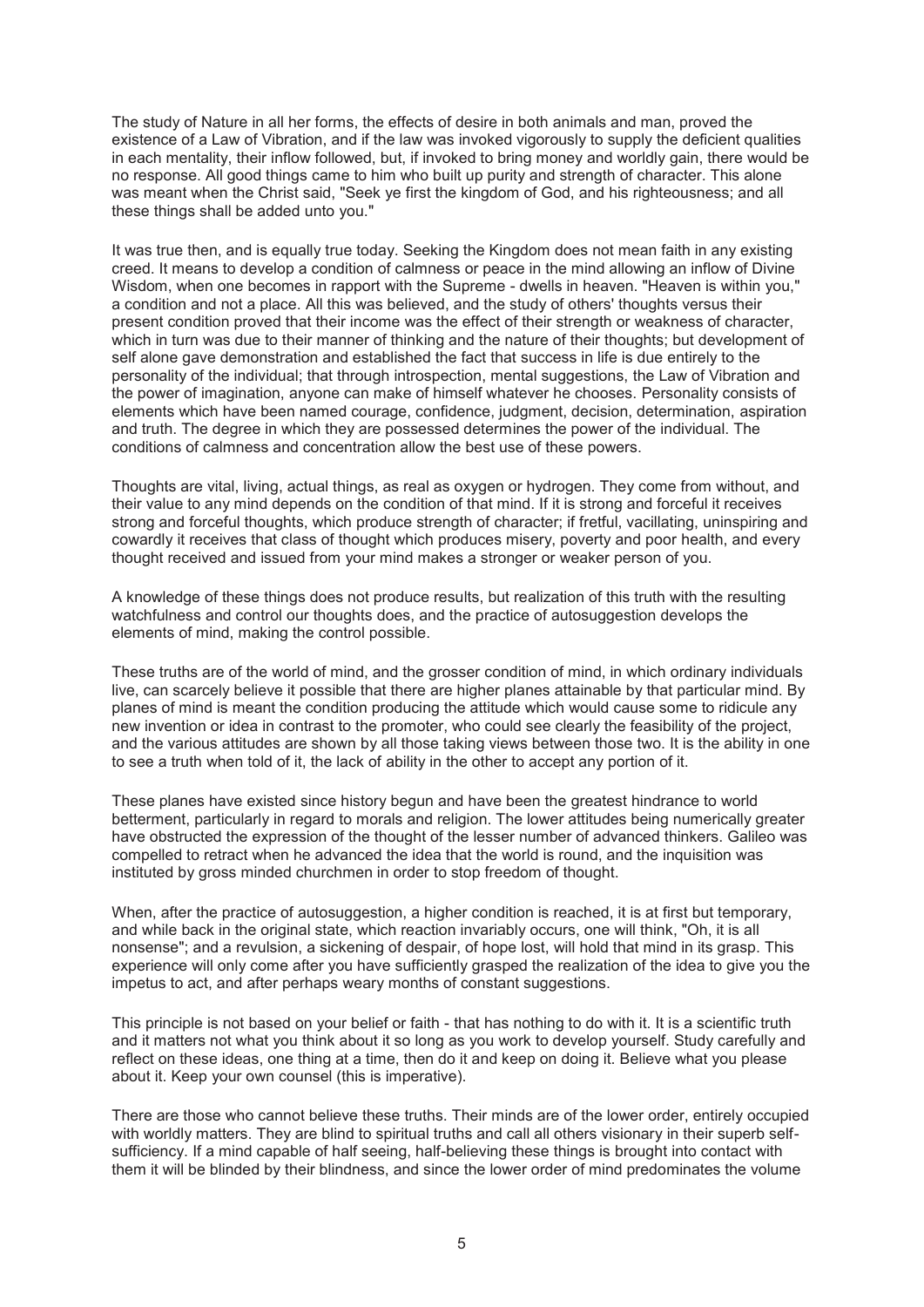The study of Nature in all her forms, the effects of desire in both animals and man, proved the existence of a Law of Vibration, and if the law was invoked vigorously to supply the deficient qualities in each mentality, their inflow followed, but, if invoked to bring money and worldly gain, there would be no response. All good things came to him who built up purity and strength of character. This alone was meant when the Christ said, "Seek ye first the kingdom of God, and his righteousness; and all these things shall be added unto you."

It was true then, and is equally true today. Seeking the Kingdom does not mean faith in any existing creed. It means to develop a condition of calmness or peace in the mind allowing an inflow of Divine Wisdom, when one becomes in rapport with the Supreme - dwells in heaven. "Heaven is within you," a condition and not a place. All this was believed, and the study of others' thoughts versus their present condition proved that their income was the effect of their strength or weakness of character, which in turn was due to their manner of thinking and the nature of their thoughts; but development of self alone gave demonstration and established the fact that success in life is due entirely to the personality of the individual; that through introspection, mental suggestions, the Law of Vibration and the power of imagination, anyone can make of himself whatever he chooses. Personality consists of elements which have been named courage, confidence, judgment, decision, determination, aspiration and truth. The degree in which they are possessed determines the power of the individual. The conditions of calmness and concentration allow the best use of these powers.

Thoughts are vital, living, actual things, as real as oxygen or hydrogen. They come from without, and their value to any mind depends on the condition of that mind. If it is strong and forceful it receives strong and forceful thoughts, which produce strength of character; if fretful, vacillating, uninspiring and cowardly it receives that class of thought which produces misery, poverty and poor health, and every thought received and issued from your mind makes a stronger or weaker person of you.

A knowledge of these things does not produce results, but realization of this truth with the resulting watchfulness and control our thoughts does, and the practice of autosuggestion develops the elements of mind, making the control possible.

These truths are of the world of mind, and the grosser condition of mind, in which ordinary individuals live, can scarcely believe it possible that there are higher planes attainable by that particular mind. By planes of mind is meant the condition producing the attitude which would cause some to ridicule any new invention or idea in contrast to the promoter, who could see clearly the feasibility of the project, and the various attitudes are shown by all those taking views between those two. It is the ability in one to see a truth when told of it, the lack of ability in the other to accept any portion of it.

These planes have existed since history begun and have been the greatest hindrance to world betterment, particularly in regard to morals and religion. The lower attitudes being numerically greater have obstructed the expression of the thought of the lesser number of advanced thinkers. Galileo was compelled to retract when he advanced the idea that the world is round, and the inquisition was instituted by gross minded churchmen in order to stop freedom of thought.

When, after the practice of autosuggestion, a higher condition is reached, it is at first but temporary, and while back in the original state, which reaction invariably occurs, one will think, "Oh, it is all nonsense"; and a revulsion, a sickening of despair, of hope lost, will hold that mind in its grasp. This experience will only come after you have sufficiently grasped the realization of the idea to give you the impetus to act, and after perhaps weary months of constant suggestions.

This principle is not based on your belief or faith - that has nothing to do with it. It is a scientific truth and it matters not what you think about it so long as you work to develop yourself. Study carefully and reflect on these ideas, one thing at a time, then do it and keep on doing it. Believe what you please about it. Keep your own counsel (this is imperative).

There are those who cannot believe these truths. Their minds are of the lower order, entirely occupied with worldly matters. They are blind to spiritual truths and call all others visionary in their superb self-sufficiency. If a mind capable of half seeing, half-believing these things is brought into contact with them it will be blinded by their blindness, and since the lower order of mind predominates the volume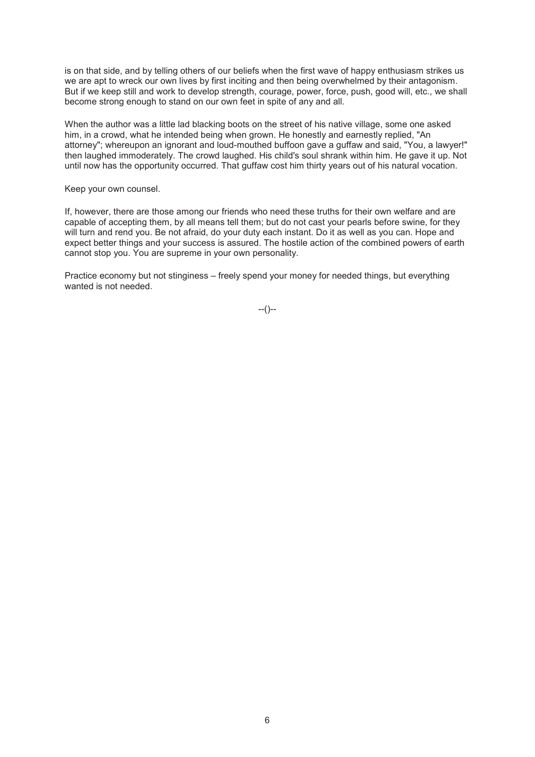is on that side, and by telling others of our beliefs when the first wave of happy enthusiasm strikes us we are apt to wreck our own lives by first inciting and then being overwhelmed by their antagonism. But if we keep still and work to develop strength, courage, power, force, push, good will, etc., we shall become strong enough to stand on our own feet in spite of any and all.

When the author was a little lad blacking boots on the street of his native village, some one asked him, in a crowd, what he intended being when grown. He honestly and earnestly replied, "An attorney"; whereupon an ignorant and loud-mouthed buffoon gave a guffaw and said, "You, a lawyer!" then laughed immoderately. The crowd laughed. His child's soul shrank within him. He gave it up. Not until now has the opportunity occurred. That guffaw cost him thirty years out of his natural vocation.

Keep your own counsel.

If, however, there are those among our friends who need these truths for their own welfare and are capable of accepting them, by all means tell them; but do not cast your pearls before swine, for they will turn and rend you. Be not afraid, do your duty each instant. Do it as well as you can. Hope and expect better things and your success is assured. The hostile action of the combined powers of earth cannot stop you. You are supreme in your own personality.

Practice economy but not stinginess – freely spend your money for needed things, but everything wanted is not needed.

--()--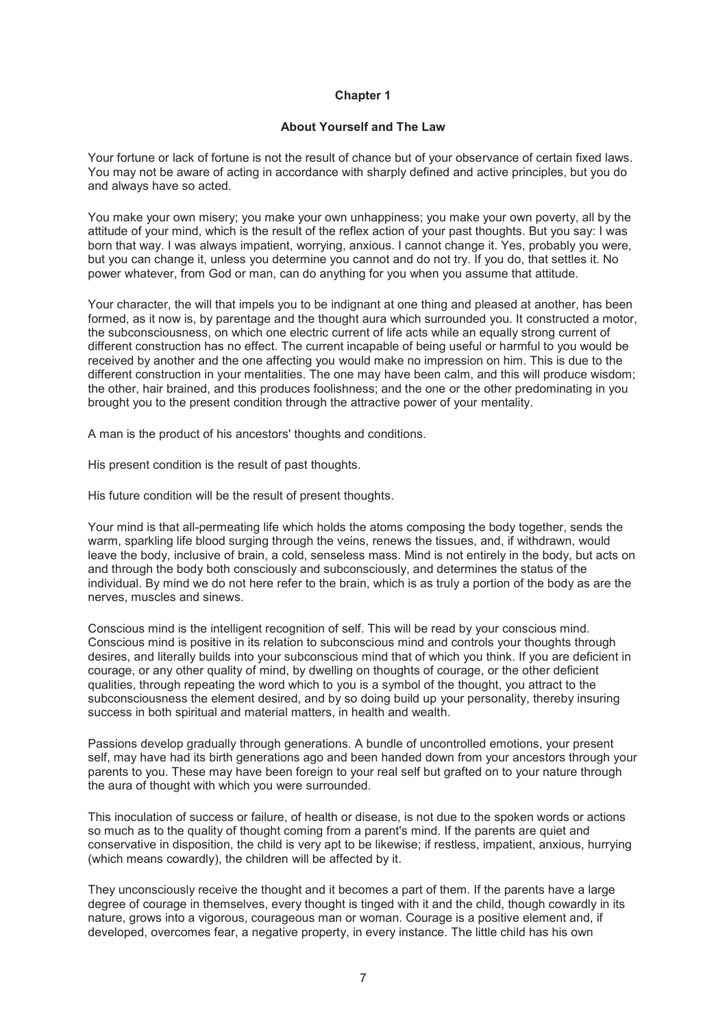# Chapter 1

## About Yourself and The Law

Your fortune or lack of fortune is not the result of chance but of your observance of certain fixed laws. You may not be aware of acting in accordance with sharply defined and active principles, but you do and always have so acted.

You make your own misery; you make your own unhappiness; you make your own poverty, all by the attitude of your mind, which is the result of the reflex action of your past thoughts. But you say: I was born that way. I was always impatient, worrying, anxious. I cannot change it. Yes, probably you were, but you can change it, unless you determine you cannot and do not try. If you do, that settles it. No power whatever, from God or man, can do anything for you when you assume that attitude.

Your character, the will that impels you to be indignant at one thing and pleased at another, has been formed, as it now is, by parentage and the thought aura which surrounded you. It constructed a motor, the subconsciousness, on which one electric current of life acts while an equally strong current of different construction has no effect. The current incapable of being useful or harmful to you would be received by another and the one affecting you would make no impression on him. This is due to the different construction in your mentalities. The one may have been calm, and this will produce wisdom; the other, hair brained, and this produces foolishness; and the one or the other predominating in you brought you to the present condition through the attractive power of your mentality.

A man is the product of his ancestors' thoughts and conditions.

His present condition is the result of past thoughts.

His future condition will be the result of present thoughts.

Your mind is that all-permeating life which holds the atoms composing the body together, sends the warm, sparkling life blood surging through the veins, renews the tissues, and, if withdrawn, would leave the body, inclusive of brain, a cold, senseless mass. Mind is not entirely in the body, but acts on and through the body both consciously and subconsciously, and determines the status of the individual. By mind we do not here refer to the brain, which is as truly a portion of the body as are the nerves, muscles and sinews.

Conscious mind is the intelligent recognition of self. This will be read by your conscious mind. Conscious mind is positive in its relation to subconscious mind and controls your thoughts through desires, and literally builds into your subconscious mind that of which you think. If you are deficient in courage, or any other quality of mind, by dwelling on thoughts of courage, or the other deficient qualities, through repeating the word which to you is a symbol of the thought, you attract to the subconsciousness the element desired, and by so doing build up your personality, thereby insuring success in both spiritual and material matters, in health and wealth.

Passions develop gradually through generations. A bundle of uncontrolled emotions, your present self, may have had its birth generations ago and been handed down from your ancestors through your parents to you. These may have been foreign to your real self but grafted on to your nature through the aura of thought with which you were surrounded.

This inoculation of success or failure, of health or disease, is not due to the spoken words or actions so much as to the quality of thought coming from a parent's mind. If the parents are quiet and conservative in disposition, the child is very apt to be likewise; if restless, impatient, anxious, hurrying (which means cowardly), the children will be affected by it.

They unconsciously receive the thought and it becomes a part of them. If the parents have a large degree of courage in themselves, every thought is tinged with it and the child, though cowardly in its nature, grows into a vigorous, courageous man or woman. Courage is a positive element and, if developed, overcomes fear, a negative property, in every instance. The little child has his own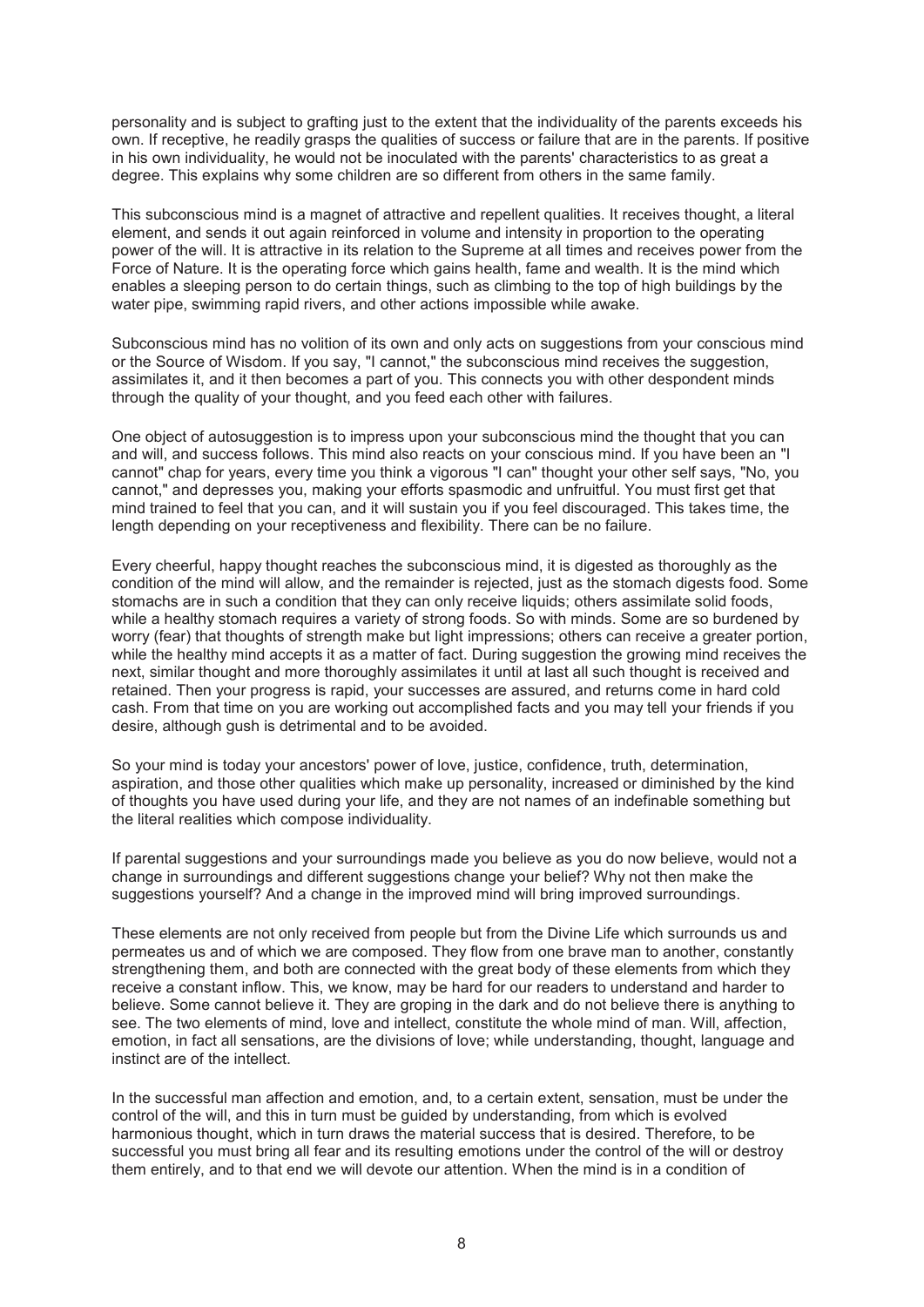personality and is subject to grafting just to the extent that the individuality of the parents exceeds his own. If receptive, he readily grasps the qualities of success or failure that are in the parents. If positive in his own individuality, he would not be inoculated with the parents' characteristics to as great a degree. This explains why some children are so different from others in the same family.

This subconscious mind is a magnet of attractive and repellent qualities. It receives thought, a literal element, and sends it out again reinforced in volume and intensity in proportion to the operating power of the will. It is attractive in its relation to the Supreme at all times and receives power from the Force of Nature. It is the operating force which gains health, fame and wealth. It is the mind which enables a sleeping person to do certain things, such as climbing to the top of high buildings by the water pipe, swimming rapid rivers, and other actions impossible while awake.

Subconscious mind has no volition of its own and only acts on suggestions from your conscious mind or the Source of Wisdom. If you say, "I cannot," the subconscious mind receives the suggestion, assimilates it, and it then becomes a part of you. This connects you with other despondent minds through the quality of your thought, and you feed each other with failures.

One object of autosuggestion is to impress upon your subconscious mind the thought that you can and will, and success follows. This mind also reacts on your conscious mind. If you have been an "I cannot" chap for years, every time you think a vigorous "I can" thought your other self says, "No, you cannot," and depresses you, making your efforts spasmodic and unfruitful. You must first get that mind trained to feel that you can, and it will sustain you if you feel discouraged. This takes time, the length depending on your receptiveness and flexibility. There can be no failure.

Every cheerful, happy thought reaches the subconscious mind, it is digested as thoroughly as the condition of the mind will allow, and the remainder is rejected, just as the stomach digests food. Some stomachs are in such a condition that they can only receive liquids; others assimilate solid foods, while a healthy stomach requires a variety of strong foods. So with minds. Some are so burdened by worry (fear) that thoughts of strength make but light impressions; others can receive a greater portion, while the healthy mind accepts it as a matter of fact. During suggestion the growing mind receives the next, similar thought and more thoroughly assimilates it until at last all such thought is received and retained. Then your progress is rapid, your successes are assured, and returns come in hard cold cash. From that time on you are working out accomplished facts and you may tell your friends if you desire, although gush is detrimental and to be avoided.

So your mind is today your ancestors' power of love, justice, confidence, truth, determination, aspiration, and those other qualities which make up personality, increased or diminished by the kind of thoughts you have used during your life, and they are not names of an indefinable something but the literal realities which compose individuality.

If parental suggestions and your surroundings made you believe as you do now believe, would not a change in surroundings and different suggestions change your belief? Why not then make the suggestions yourself? And a change in the improved mind will bring improved surroundings.

These elements are not only received from people but from the Divine Life which surrounds us and permeates us and of which we are composed. They flow from one brave man to another, constantly strengthening them, and both are connected with the great body of these elements from which they receive a constant inflow. This, we know, may be hard for our readers to understand and harder to believe. Some cannot believe it. They are groping in the dark and do not believe there is anything to see. The two elements of mind, love and intellect, constitute the whole mind of man. Will, affection, emotion, in fact all sensations, are the divisions of love; while understanding, thought, language and instinct are of the intellect.

In the successful man affection and emotion, and, to a certain extent, sensation, must be under the control of the will, and this in turn must be guided by understanding, from which is evolved harmonious thought, which in turn draws the material success that is desired. Therefore, to be successful you must bring all fear and its resulting emotions under the control of the will or destroy them entirely, and to that end we will devote our attention. When the mind is in a condition of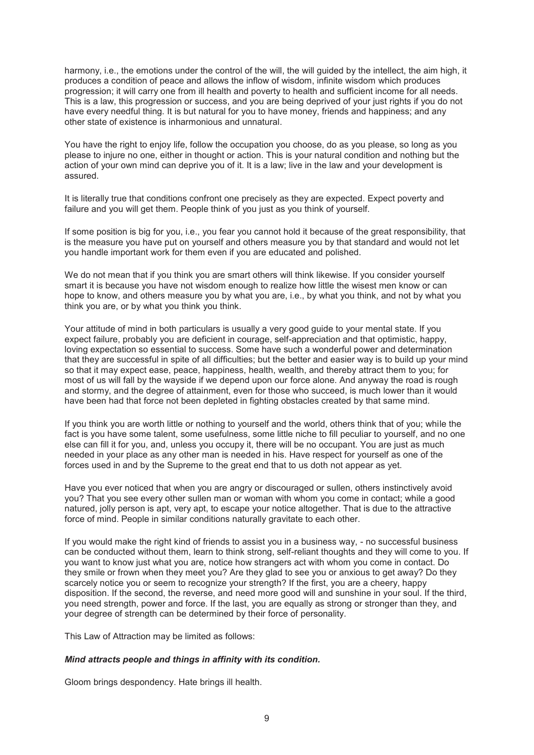harmony, i.e., the emotions under the control of the will, the will guided by the intellect, the aim high, it produces a condition of peace and allows the inflow of wisdom, infinite wisdom which produces progression; it will carry one from ill health and poverty to health and sufficient income for all needs. This is a law, this progression or success, and you are being deprived of your just rights if you do not have every needful thing. It is but natural for you to have money, friends and happiness; and any other state of existence is inharmonious and unnatural.

You have the right to enjoy life, follow the occupation you choose, do as you please, so long as you please to injure no one, either in thought or action. This is your natural condition and nothing but the action of your own mind can deprive you of it. It is a law; live in the law and your development is assured.

It is literally true that conditions confront one precisely as they are expected. Expect poverty and failure and you will get them. People think of you just as you think of yourself.

If some position is big for you, i.e., you fear you cannot hold it because of the great responsibility, that is the measure you have put on yourself and others measure you by that standard and would not let you handle important work for them even if you are educated and polished.

We do not mean that if you think you are smart others will think likewise. If you consider yourself smart it is because you have not wisdom enough to realize how little the wisest men know or can hope to know, and others measure you by what you are, i.e., by what you think, and not by what you think you are, or by what you think you think.

Your attitude of mind in both particulars is usually a very good guide to your mental state. If you expect failure, probably you are deficient in courage, self-appreciation and that optimistic, happy, loving expectation so essential to success. Some have such a wonderful power and determination that they are successful in spite of all difficulties; but the better and easier way is to build up your mind so that it may expect ease, peace, happiness, health, wealth, and thereby attract them to you; for most of us will fall by the wayside if we depend upon our force alone. And anyway the road is rough and stormy, and the degree of attainment, even for those who succeed, is much lower than it would have been had that force not been depleted in fighting obstacles created by that same mind.

If you think you are worth little or nothing to yourself and the world, others think that of you; while the fact is you have some talent, some usefulness, some little niche to fill peculiar to yourself, and no one else can fill it for you, and, unless you occupy it, there will be no occupant. You are just as much needed in your place as any other man is needed in his. Have respect for yourself as one of the forces used in and by the Supreme to the great end that to us doth not appear as yet.

Have you ever noticed that when you are angry or discouraged or sullen, others instinctively avoid you? That you see every other sullen man or woman with whom you come in contact; while a good natured, jolly person is apt, very apt, to escape your notice altogether. That is due to the attractive force of mind. People in similar conditions naturally gravitate to each other.

If you would make the right kind of friends to assist you in a business way, - no successful business can be conducted without them, learn to think strong, self-reliant thoughts and they will come to you. If you want to know just what you are, notice how strangers act with whom you come in contact. Do they smile or frown when they meet you? Are they glad to see you or anxious to get away? Do they scarcely notice you or seem to recognize your strength? If the first, you are a cheery, happy disposition. If the second, the reverse, and need more good will and sunshine in your soul. If the third, you need strength, power and force. If the last, you are equally as strong or stronger than they, and your degree of strength can be determined by their force of personality.

This Law of Attraction may be limited as follows:

***Mind attracts people and things in affinity with its condition.***

Gloom brings despondency. Hate brings ill health.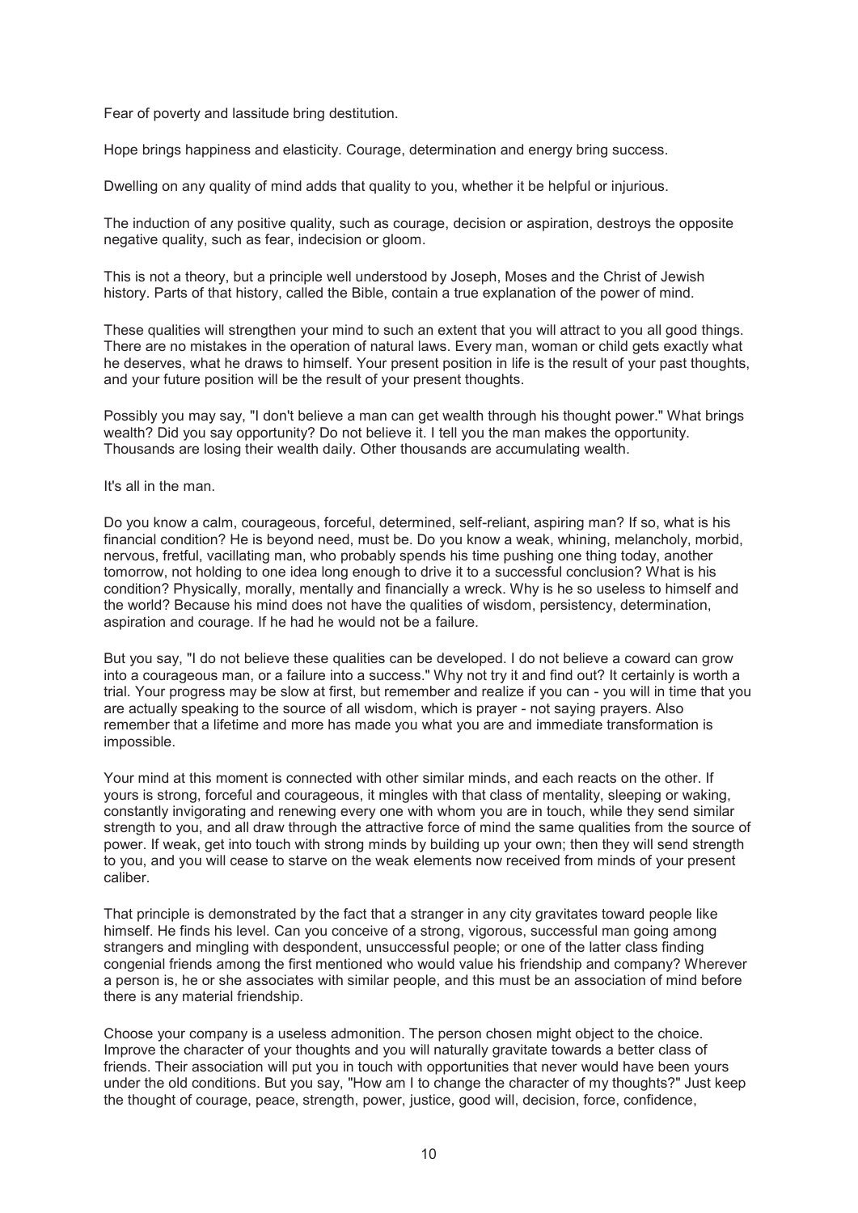Fear of poverty and lassitude bring destitution.

Hope brings happiness and elasticity. Courage, determination and energy bring success.

Dwelling on any quality of mind adds that quality to you, whether it be helpful or injurious.

The induction of any positive quality, such as courage, decision or aspiration, destroys the opposite negative quality, such as fear, indecision or gloom.

This is not a theory, but a principle well understood by Joseph, Moses and the Christ of Jewish history. Parts of that history, called the Bible, contain a true explanation of the power of mind.

These qualities will strengthen your mind to such an extent that you will attract to you all good things. There are no mistakes in the operation of natural laws. Every man, woman or child gets exactly what he deserves, what he draws to himself. Your present position in life is the result of your past thoughts, and your future position will be the result of your present thoughts.

Possibly you may say, "I don't believe a man can get wealth through his thought power." What brings wealth? Did you say opportunity? Do not believe it. I tell you the man makes the opportunity. Thousands are losing their wealth daily. Other thousands are accumulating wealth.

It's all in the man.

Do you know a calm, courageous, forceful, determined, self-reliant, aspiring man? If so, what is his financial condition? He is beyond need, must be. Do you know a weak, whining, melancholy, morbid, nervous, fretful, vacillating man, who probably spends his time pushing one thing today, another tomorrow, not holding to one idea long enough to drive it to a successful conclusion? What is his condition? Physically, morally, mentally and financially a wreck. Why is he so useless to himself and the world? Because his mind does not have the qualities of wisdom, persistency, determination, aspiration and courage. If he had he would not be a failure.

But you say, "I do not believe these qualities can be developed. I do not believe a coward can grow into a courageous man, or a failure into a success." Why not try it and find out? It certainly is worth a trial. Your progress may be slow at first, but remember and realize if you can - you will in time that you are actually speaking to the source of all wisdom, which is prayer - not saying prayers. Also remember that a lifetime and more has made you what you are and immediate transformation is impossible.

Your mind at this moment is connected with other similar minds, and each reacts on the other. If yours is strong, forceful and courageous, it mingles with that class of mentality, sleeping or waking, constantly invigorating and renewing every one with whom you are in touch, while they send similar strength to you, and all draw through the attractive force of mind the same qualities from the source of power. If weak, get into touch with strong minds by building up your own; then they will send strength to you, and you will cease to starve on the weak elements now received from minds of your present caliber.

That principle is demonstrated by the fact that a stranger in any city gravitates toward people like himself. He finds his level. Can you conceive of a strong, vigorous, successful man going among strangers and mingling with despondent, unsuccessful people; or one of the latter class finding congenial friends among the first mentioned who would value his friendship and company? Wherever a person is, he or she associates with similar people, and this must be an association of mind before there is any material friendship.

Choose your company is a useless admonition. The person chosen might object to the choice. Improve the character of your thoughts and you will naturally gravitate towards a better class of friends. Their association will put you in touch with opportunities that never would have been yours under the old conditions. But you say, "How am I to change the character of my thoughts?" Just keep the thought of courage, peace, strength, power, justice, good will, decision, force, confidence,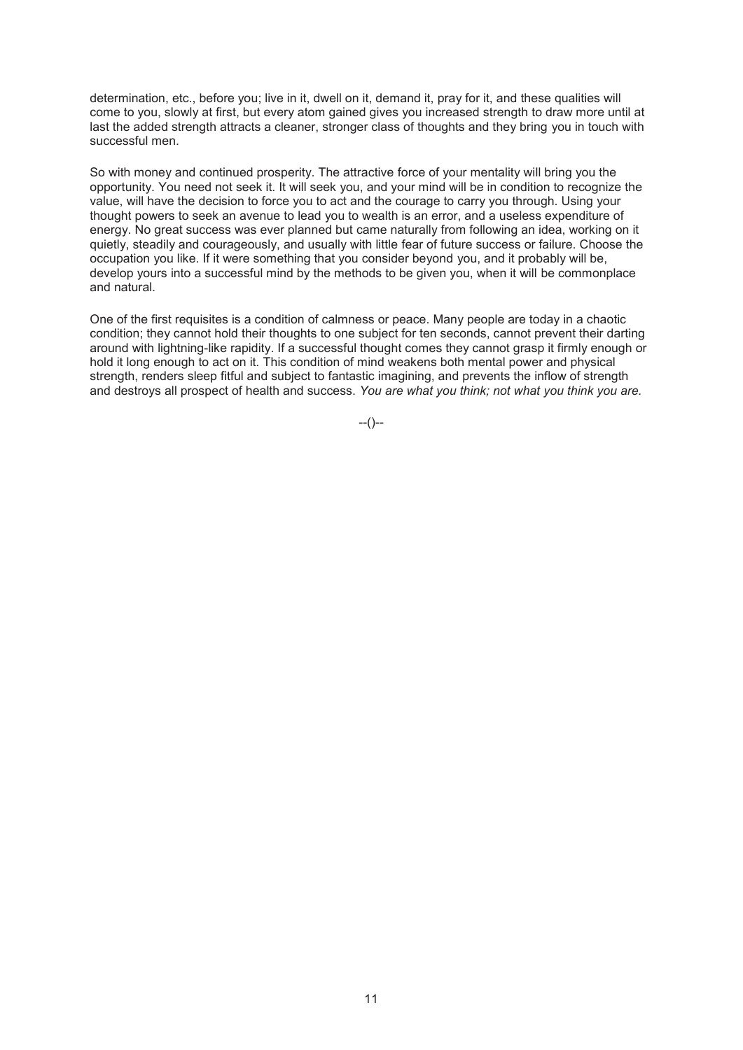determination, etc., before you; live in it, dwell on it, demand it, pray for it, and these qualities will come to you, slowly at first, but every atom gained gives you increased strength to draw more until at last the added strength attracts a cleaner, stronger class of thoughts and they bring you in touch with successful men.

So with money and continued prosperity. The attractive force of your mentality will bring you the opportunity. You need not seek it. It will seek you, and your mind will be in condition to recognize the value, will have the decision to force you to act and the courage to carry you through. Using your thought powers to seek an avenue to lead you to wealth is an error, and a useless expenditure of energy. No great success was ever planned but came naturally from following an idea, working on it quietly, steadily and courageously, and usually with little fear of future success or failure. Choose the occupation you like. If it were something that you consider beyond you, and it probably will be, develop yours into a successful mind by the methods to be given you, when it will be commonplace and natural.

One of the first requisites is a condition of calmness or peace. Many people are today in a chaotic condition; they cannot hold their thoughts to one subject for ten seconds, cannot prevent their darting around with lightning-like rapidity. If a successful thought comes they cannot grasp it firmly enough or hold it long enough to act on it. This condition of mind weakens both mental power and physical strength, renders sleep fitful and subject to fantastic imagining, and prevents the inflow of strength and destroys all prospect of health and success. *You are what you think; not what you think you are.*

--()--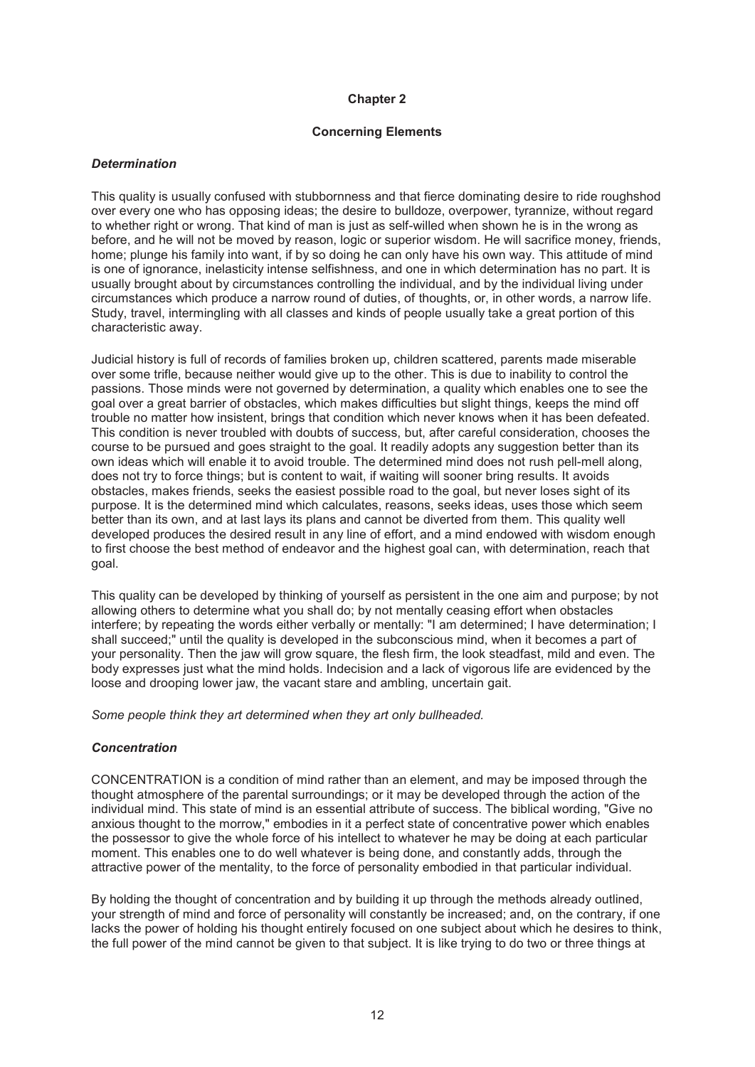# Chapter 2

## Concerning Elements

### *Determination*

This quality is usually confused with stubbornness and that fierce dominating desire to ride roughshod over every one who has opposing ideas; the desire to bulldoze, overpower, tyrannize, without regard to whether right or wrong. That kind of man is just as self-willed when shown he is in the wrong as before, and he will not be moved by reason, logic or superior wisdom. He will sacrifice money, friends, home; plunge his family into want, if by so doing he can only have his own way. This attitude of mind is one of ignorance, inelasticity intense selfishness, and one in which determination has no part. It is usually brought about by circumstances controlling the individual, and by the individual living under circumstances which produce a narrow round of duties, of thoughts, or, in other words, a narrow life. Study, travel, intermingling with all classes and kinds of people usually take a great portion of this characteristic away.

Judicial history is full of records of families broken up, children scattered, parents made miserable over some trifle, because neither would give up to the other. This is due to inability to control the passions. Those minds were not governed by determination, a quality which enables one to see the goal over a great barrier of obstacles, which makes difficulties but slight things, keeps the mind off trouble no matter how insistent, brings that condition which never knows when it has been defeated. This condition is never troubled with doubts of success, but, after careful consideration, chooses the course to be pursued and goes straight to the goal. It readily adopts any suggestion better than its own ideas which will enable it to avoid trouble. The determined mind does not rush pell-mell along, does not try to force things; but is content to wait, if waiting will sooner bring results. It avoids obstacles, makes friends, seeks the easiest possible road to the goal, but never loses sight of its purpose. It is the determined mind which calculates, reasons, seeks ideas, uses those which seem better than its own, and at last lays its plans and cannot be diverted from them. This quality well developed produces the desired result in any line of effort, and a mind endowed with wisdom enough to first choose the best method of endeavor and the highest goal can, with determination, reach that goal.

This quality can be developed by thinking of yourself as persistent in the one aim and purpose; by not allowing others to determine what you shall do; by not mentally ceasing effort when obstacles interfere; by repeating the words either verbally or mentally: "I am determined; I have determination; I shall succeed;" until the quality is developed in the subconscious mind, when it becomes a part of your personality. Then the jaw will grow square, the flesh firm, the look steadfast, mild and even. The body expresses just what the mind holds. Indecision and a lack of vigorous life are evidenced by the loose and drooping lower jaw, the vacant stare and ambling, uncertain gait.

*Some people think they art determined when they art only bullheaded.*

### *Concentration*

CONCENTRATION is a condition of mind rather than an element, and may be imposed through the thought atmosphere of the parental surroundings; or it may be developed through the action of the individual mind. This state of mind is an essential attribute of success. The biblical wording, "Give no anxious thought to the morrow," embodies in it a perfect state of concentrative power which enables the possessor to give the whole force of his intellect to whatever he may be doing at each particular moment. This enables one to do well whatever is being done, and constantly adds, through the attractive power of the mentality, to the force of personality embodied in that particular individual.

By holding the thought of concentration and by building it up through the methods already outlined, your strength of mind and force of personality will constantly be increased; and, on the contrary, if one lacks the power of holding his thought entirely focused on one subject about which he desires to think, the full power of the mind cannot be given to that subject. It is like trying to do two or three things at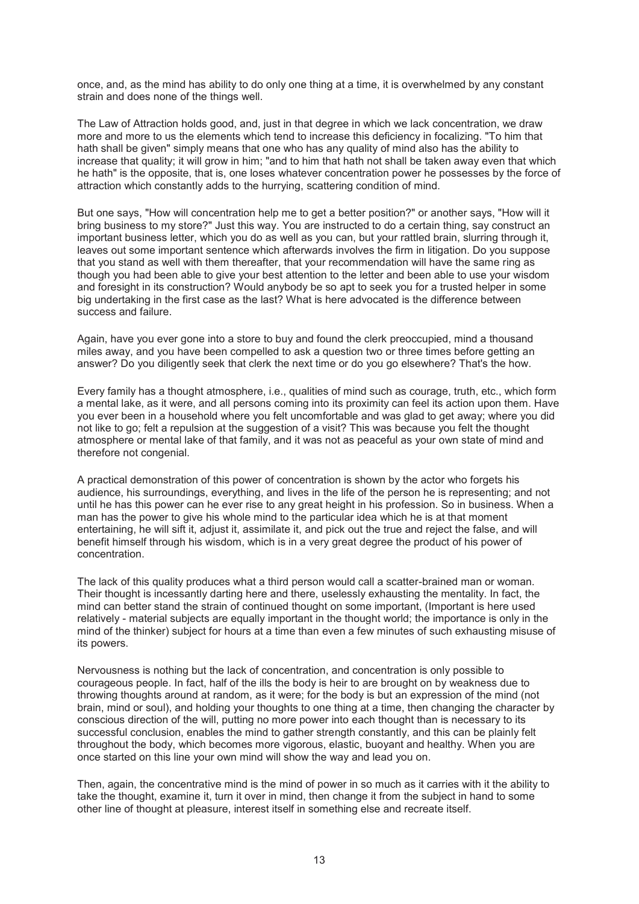once, and, as the mind has ability to do only one thing at a time, it is overwhelmed by any constant strain and does none of the things well.

The Law of Attraction holds good, and, just in that degree in which we lack concentration, we draw more and more to us the elements which tend to increase this deficiency in focalizing. "To him that hath shall be given" simply means that one who has any quality of mind also has the ability to increase that quality; it will grow in him; "and to him that hath not shall be taken away even that which he hath" is the opposite, that is, one loses whatever concentration power he possesses by the force of attraction which constantly adds to the hurrying, scattering condition of mind.

But one says, "How will concentration help me to get a better position?" or another says, "How will it bring business to my store?" Just this way. You are instructed to do a certain thing, say construct an important business letter, which you do as well as you can, but your rattled brain, slurring through it, leaves out some important sentence which afterwards involves the firm in litigation. Do you suppose that you stand as well with them thereafter, that your recommendation will have the same ring as though you had been able to give your best attention to the letter and been able to use your wisdom and foresight in its construction? Would anybody be so apt to seek you for a trusted helper in some big undertaking in the first case as the last? What is here advocated is the difference between success and failure.

Again, have you ever gone into a store to buy and found the clerk preoccupied, mind a thousand miles away, and you have been compelled to ask a question two or three times before getting an answer? Do you diligently seek that clerk the next time or do you go elsewhere? That's the how.

Every family has a thought atmosphere, i.e., qualities of mind such as courage, truth, etc., which form a mental lake, as it were, and all persons coming into its proximity can feel its action upon them. Have you ever been in a household where you felt uncomfortable and was glad to get away; where you did not like to go; felt a repulsion at the suggestion of a visit? This was because you felt the thought atmosphere or mental lake of that family, and it was not as peaceful as your own state of mind and therefore not congenial.

A practical demonstration of this power of concentration is shown by the actor who forgets his audience, his surroundings, everything, and lives in the life of the person he is representing; and not until he has this power can he ever rise to any great height in his profession. So in business. When a man has the power to give his whole mind to the particular idea which he is at that moment entertaining, he will sift it, adjust it, assimilate it, and pick out the true and reject the false, and will benefit himself through his wisdom, which is in a very great degree the product of his power of concentration.

The lack of this quality produces what a third person would call a scatter-brained man or woman. Their thought is incessantly darting here and there, uselessly exhausting the mentality. In fact, the mind can better stand the strain of continued thought on some important, (Important is here used relatively - material subjects are equally important in the thought world; the importance is only in the mind of the thinker) subject for hours at a time than even a few minutes of such exhausting misuse of its powers.

Nervousness is nothing but the lack of concentration, and concentration is only possible to courageous people. In fact, half of the ills the body is heir to are brought on by weakness due to throwing thoughts around at random, as it were; for the body is but an expression of the mind (not brain, mind or soul), and holding your thoughts to one thing at a time, then changing the character by conscious direction of the will, putting no more power into each thought than is necessary to its successful conclusion, enables the mind to gather strength constantly, and this can be plainly felt throughout the body, which becomes more vigorous, elastic, buoyant and healthy. When you are once started on this line your own mind will show the way and lead you on.

Then, again, the concentrative mind is the mind of power in so much as it carries with it the ability to take the thought, examine it, turn it over in mind, then change it from the subject in hand to some other line of thought at pleasure, interest itself in something else and recreate itself.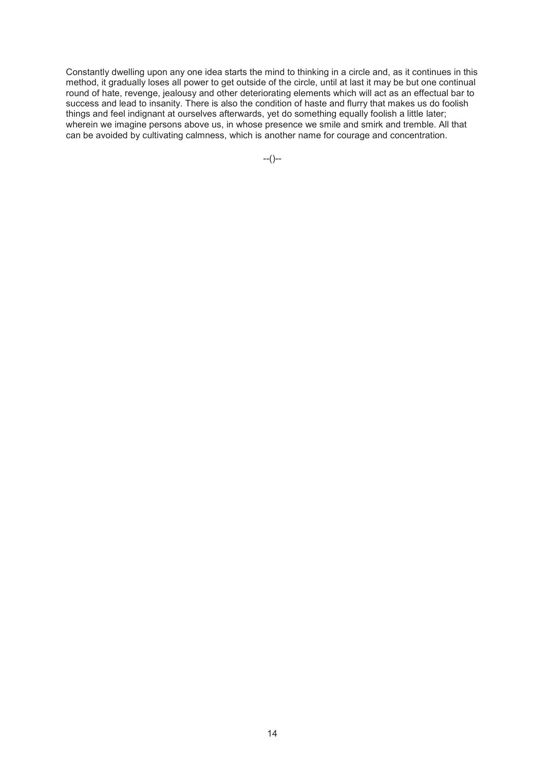Constantly dwelling upon any one idea starts the mind to thinking in a circle and, as it continues in this method, it gradually loses all power to get outside of the circle, until at last it may be but one continual round of hate, revenge, jealousy and other deteriorating elements which will act as an effectual bar to success and lead to insanity. There is also the condition of haste and flurry that makes us do foolish things and feel indignant at ourselves afterwards, yet do something equally foolish a little later; wherein we imagine persons above us, in whose presence we smile and smirk and tremble. All that can be avoided by cultivating calmness, which is another name for courage and concentration.

--()--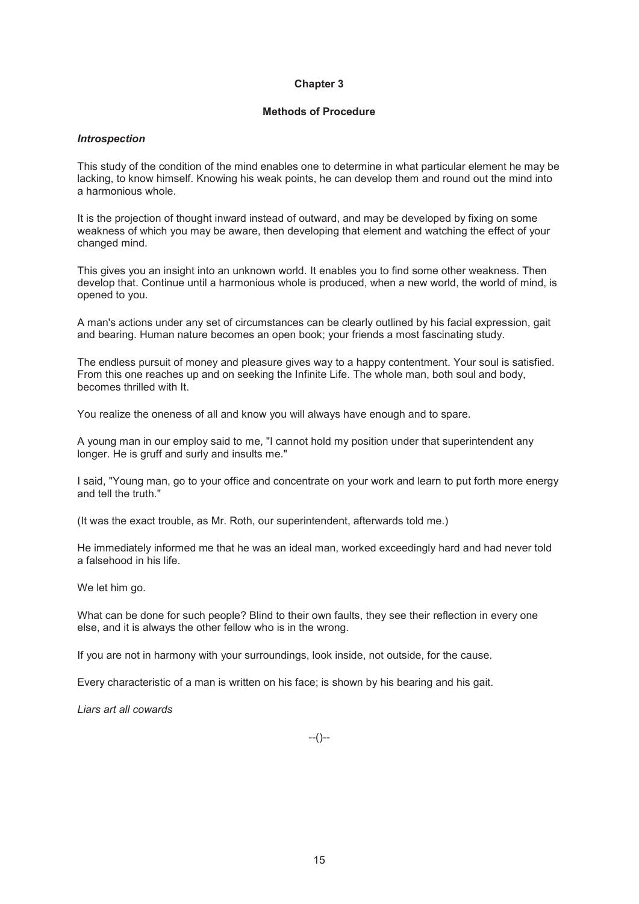## Chapter 3

### Methods of Procedure

***Introspection***

This study of the condition of the mind enables one to determine in what particular element he may be lacking, to know himself. Knowing his weak points, he can develop them and round out the mind into a harmonious whole.

It is the projection of thought inward instead of outward, and may be developed by fixing on some weakness of which you may be aware, then developing that element and watching the effect of your changed mind.

This gives you an insight into an unknown world. It enables you to find some other weakness. Then develop that. Continue until a harmonious whole is produced, when a new world, the world of mind, is opened to you.

A man's actions under any set of circumstances can be clearly outlined by his facial expression, gait and bearing. Human nature becomes an open book; your friends a most fascinating study.

The endless pursuit of money and pleasure gives way to a happy contentment. Your soul is satisfied. From this one reaches up and on seeking the Infinite Life. The whole man, both soul and body, becomes thrilled with It.

You realize the oneness of all and know you will always have enough and to spare.

A young man in our employ said to me, "I cannot hold my position under that superintendent any longer. He is gruff and surly and insults me."

I said, "Young man, go to your office and concentrate on your work and learn to put forth more energy and tell the truth."

(It was the exact trouble, as Mr. Roth, our superintendent, afterwards told me.)

He immediately informed me that he was an ideal man, worked exceedingly hard and had never told a falsehood in his life.

We let him go.

What can be done for such people? Blind to their own faults, they see their reflection in every one else, and it is always the other fellow who is in the wrong.

If you are not in harmony with your surroundings, look inside, not outside, for the cause.

Every characteristic of a man is written on his face; is shown by his bearing and his gait.

*Liars art all cowards*

--()--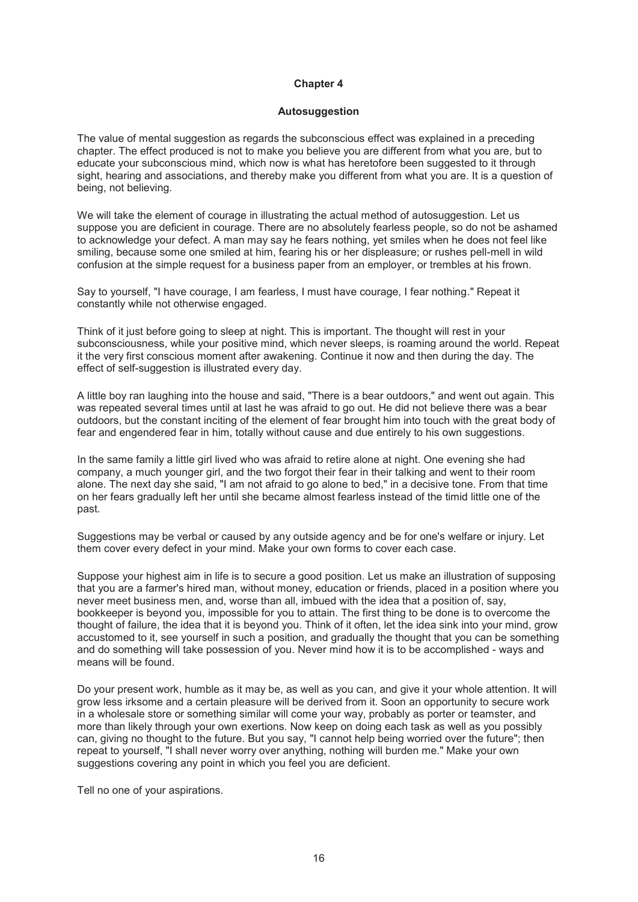# Chapter 4

## Autosuggestion

The value of mental suggestion as regards the subconscious effect was explained in a preceding chapter. The effect produced is not to make you believe you are different from what you are, but to educate your subconscious mind, which now is what has heretofore been suggested to it through sight, hearing and associations, and thereby make you different from what you are. It is a question of being, not believing.

We will take the element of courage in illustrating the actual method of autosuggestion. Let us suppose you are deficient in courage. There are no absolutely fearless people, so do not be ashamed to acknowledge your defect. A man may say he fears nothing, yet smiles when he does not feel like smiling, because some one smiled at him, fearing his or her displeasure; or rushes pell-mell in wild confusion at the simple request for a business paper from an employer, or trembles at his frown.

Say to yourself, "I have courage, I am fearless, I must have courage, I fear nothing." Repeat it constantly while not otherwise engaged.

Think of it just before going to sleep at night. This is important. The thought will rest in your subconsciousness, while your positive mind, which never sleeps, is roaming around the world. Repeat it the very first conscious moment after awakening. Continue it now and then during the day. The effect of self-suggestion is illustrated every day.

A little boy ran laughing into the house and said, "There is a bear outdoors," and went out again. This was repeated several times until at last he was afraid to go out. He did not believe there was a bear outdoors, but the constant inciting of the element of fear brought him into touch with the great body of fear and engendered fear in him, totally without cause and due entirely to his own suggestions.

In the same family a little girl lived who was afraid to retire alone at night. One evening she had company, a much younger girl, and the two forgot their fear in their talking and went to their room alone. The next day she said, "I am not afraid to go alone to bed," in a decisive tone. From that time on her fears gradually left her until she became almost fearless instead of the timid little one of the past.

Suggestions may be verbal or caused by any outside agency and be for one's welfare or injury. Let them cover every defect in your mind. Make your own forms to cover each case.

Suppose your highest aim in life is to secure a good position. Let us make an illustration of supposing that you are a farmer's hired man, without money, education or friends, placed in a position where you never meet business men, and, worse than all, imbued with the idea that a position of, say, bookkeeper is beyond you, impossible for you to attain. The first thing to be done is to overcome the thought of failure, the idea that it is beyond you. Think of it often, let the idea sink into your mind, grow accustomed to it, see yourself in such a position, and gradually the thought that you can be something and do something will take possession of you. Never mind how it is to be accomplished - ways and means will be found.

Do your present work, humble as it may be, as well as you can, and give it your whole attention. It will grow less irksome and a certain pleasure will be derived from it. Soon an opportunity to secure work in a wholesale store or something similar will come your way, probably as porter or teamster, and more than likely through your own exertions. Now keep on doing each task as well as you possibly can, giving no thought to the future. But you say, "I cannot help being worried over the future"; then repeat to yourself, "I shall never worry over anything, nothing will burden me." Make your own suggestions covering any point in which you feel you are deficient.

Tell no one of your aspirations.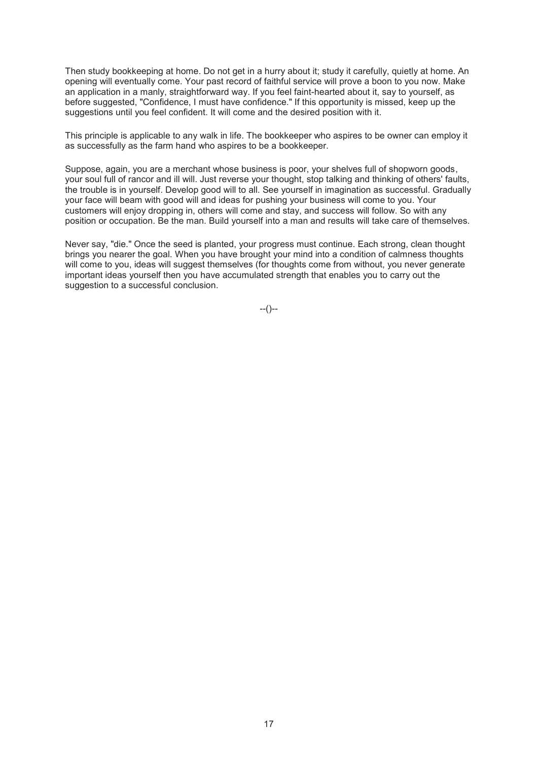Then study bookkeeping at home. Do not get in a hurry about it; study it carefully, quietly at home. An opening will eventually come. Your past record of faithful service will prove a boon to you now. Make an application in a manly, straightforward way. If you feel faint-hearted about it, say to yourself, as before suggested, "Confidence, I must have confidence." If this opportunity is missed, keep up the suggestions until you feel confident. It will come and the desired position with it.

This principle is applicable to any walk in life. The bookkeeper who aspires to be owner can employ it as successfully as the farm hand who aspires to be a bookkeeper.

Suppose, again, you are a merchant whose business is poor, your shelves full of shopworn goods, your soul full of rancor and ill will. Just reverse your thought, stop talking and thinking of others' faults, the trouble is in yourself. Develop good will to all. See yourself in imagination as successful. Gradually your face will beam with good will and ideas for pushing your business will come to you. Your customers will enjoy dropping in, others will come and stay, and success will follow. So with any position or occupation. Be the man. Build yourself into a man and results will take care of themselves.

Never say, "die." Once the seed is planted, your progress must continue. Each strong, clean thought brings you nearer the goal. When you have brought your mind into a condition of calmness thoughts will come to you, ideas will suggest themselves (for thoughts come from without, you never generate important ideas yourself then you have accumulated strength that enables you to carry out the suggestion to a successful conclusion.

--()--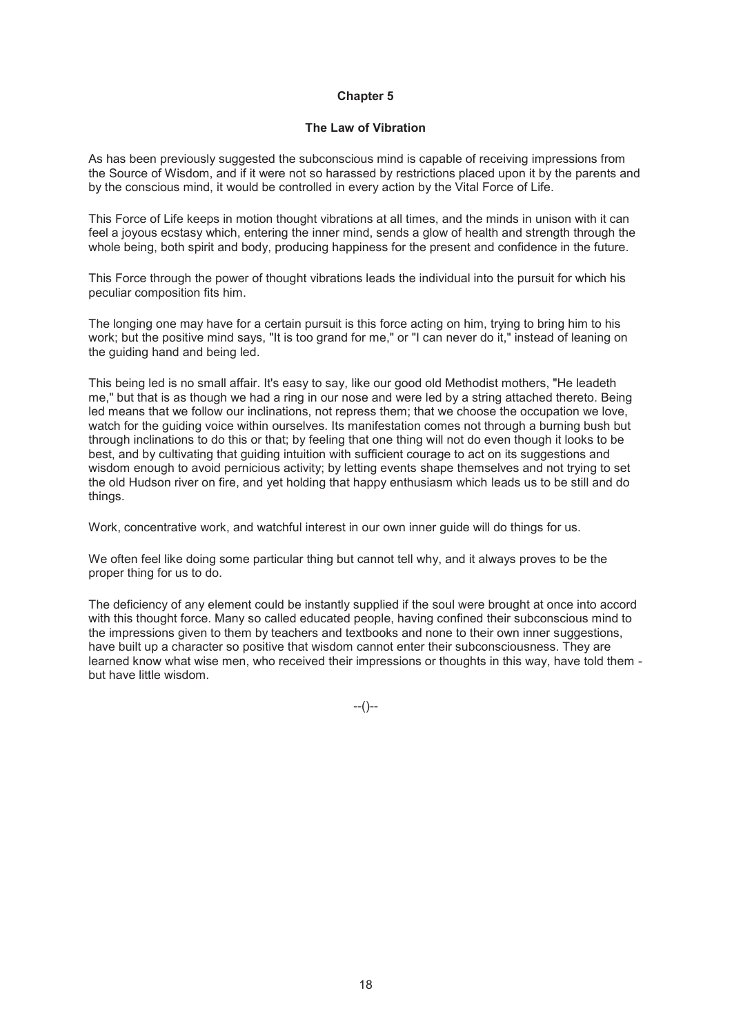## Chapter 5

### The Law of Vibration

As has been previously suggested the subconscious mind is capable of receiving impressions from the Source of Wisdom, and if it were not so harassed by restrictions placed upon it by the parents and by the conscious mind, it would be controlled in every action by the Vital Force of Life.

This Force of Life keeps in motion thought vibrations at all times, and the minds in unison with it can feel a joyous ecstasy which, entering the inner mind, sends a glow of health and strength through the whole being, both spirit and body, producing happiness for the present and confidence in the future.

This Force through the power of thought vibrations leads the individual into the pursuit for which his peculiar composition fits him.

The longing one may have for a certain pursuit is this force acting on him, trying to bring him to his work; but the positive mind says, "It is too grand for me," or "I can never do it," instead of leaning on the guiding hand and being led.

This being led is no small affair. It's easy to say, like our good old Methodist mothers, "He leadeth me," but that is as though we had a ring in our nose and were led by a string attached thereto. Being led means that we follow our inclinations, not repress them; that we choose the occupation we love, watch for the guiding voice within ourselves. Its manifestation comes not through a burning bush but through inclinations to do this or that; by feeling that one thing will not do even though it looks to be best, and by cultivating that guiding intuition with sufficient courage to act on its suggestions and wisdom enough to avoid pernicious activity; by letting events shape themselves and not trying to set the old Hudson river on fire, and yet holding that happy enthusiasm which leads us to be still and do things.

Work, concentrative work, and watchful interest in our own inner guide will do things for us.

We often feel like doing some particular thing but cannot tell why, and it always proves to be the proper thing for us to do.

The deficiency of any element could be instantly supplied if the soul were brought at once into accord with this thought force. Many so called educated people, having confined their subconscious mind to the impressions given to them by teachers and textbooks and none to their own inner suggestions, have built up a character so positive that wisdom cannot enter their subconsciousness. They are learned know what wise men, who received their impressions or thoughts in this way, have told them - but have little wisdom.

--()--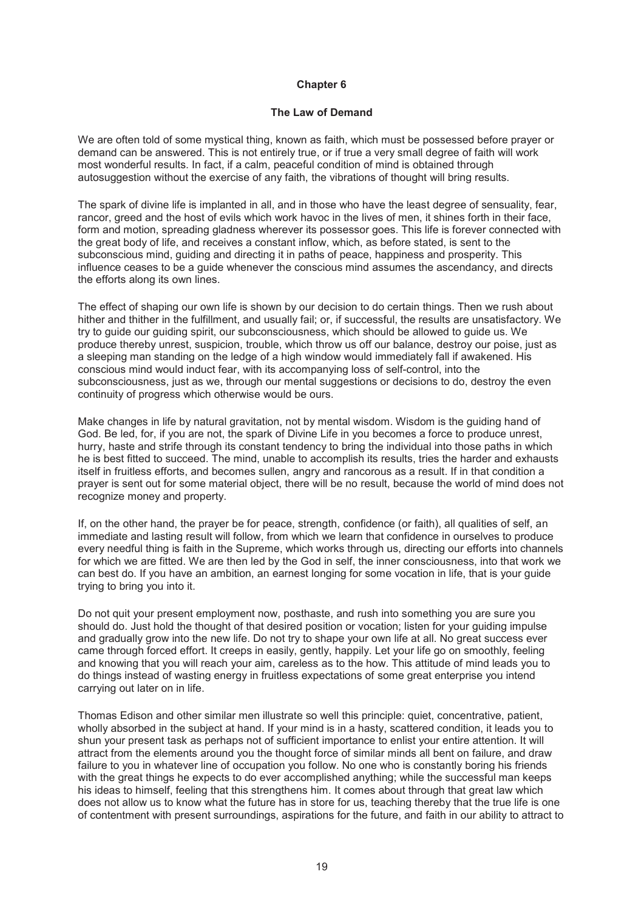## Chapter 6

### The Law of Demand

We are often told of some mystical thing, known as faith, which must be possessed before prayer or demand can be answered. This is not entirely true, or if true a very small degree of faith will work most wonderful results. In fact, if a calm, peaceful condition of mind is obtained through autosuggestion without the exercise of any faith, the vibrations of thought will bring results.

The spark of divine life is implanted in all, and in those who have the least degree of sensuality, fear, rancor, greed and the host of evils which work havoc in the lives of men, it shines forth in their face, form and motion, spreading gladness wherever its possessor goes. This life is forever connected with the great body of life, and receives a constant inflow, which, as before stated, is sent to the subconscious mind, guiding and directing it in paths of peace, happiness and prosperity. This influence ceases to be a guide whenever the conscious mind assumes the ascendancy, and directs the efforts along its own lines.

The effect of shaping our own life is shown by our decision to do certain things. Then we rush about hither and thither in the fulfillment, and usually fail; or, if successful, the results are unsatisfactory. We try to guide our guiding spirit, our subconsciousness, which should be allowed to guide us. We produce thereby unrest, suspicion, trouble, which throw us off our balance, destroy our poise, just as a sleeping man standing on the ledge of a high window would immediately fall if awakened. His conscious mind would induct fear, with its accompanying loss of self-control, into the subconsciousness, just as we, through our mental suggestions or decisions to do, destroy the even continuity of progress which otherwise would be ours.

Make changes in life by natural gravitation, not by mental wisdom. Wisdom is the guiding hand of God. Be led, for, if you are not, the spark of Divine Life in you becomes a force to produce unrest, hurry, haste and strife through its constant tendency to bring the individual into those paths in which he is best fitted to succeed. The mind, unable to accomplish its results, tries the harder and exhausts itself in fruitless efforts, and becomes sullen, angry and rancorous as a result. If in that condition a prayer is sent out for some material object, there will be no result, because the world of mind does not recognize money and property.

If, on the other hand, the prayer be for peace, strength, confidence (or faith), all qualities of self, an immediate and lasting result will follow, from which we learn that confidence in ourselves to produce every needful thing is faith in the Supreme, which works through us, directing our efforts into channels for which we are fitted. We are then led by the God in self, the inner consciousness, into that work we can best do. If you have an ambition, an earnest longing for some vocation in life, that is your guide trying to bring you into it.

Do not quit your present employment now, posthaste, and rush into something you are sure you should do. Just hold the thought of that desired position or vocation; listen for your guiding impulse and gradually grow into the new life. Do not try to shape your own life at all. No great success ever came through forced effort. It creeps in easily, gently, happily. Let your life go on smoothly, feeling and knowing that you will reach your aim, careless as to the how. This attitude of mind leads you to do things instead of wasting energy in fruitless expectations of some great enterprise you intend carrying out later on in life.

Thomas Edison and other similar men illustrate so well this principle: quiet, concentrative, patient, wholly absorbed in the subject at hand. If your mind is in a hasty, scattered condition, it leads you to shun your present task as perhaps not of sufficient importance to enlist your entire attention. It will attract from the elements around you the thought force of similar minds all bent on failure, and draw failure to you in whatever line of occupation you follow. No one who is constantly boring his friends with the great things he expects to do ever accomplished anything; while the successful man keeps his ideas to himself, feeling that this strengthens him. It comes about through that great law which does not allow us to know what the future has in store for us, teaching thereby that the true life is one of contentment with present surroundings, aspirations for the future, and faith in our ability to attract to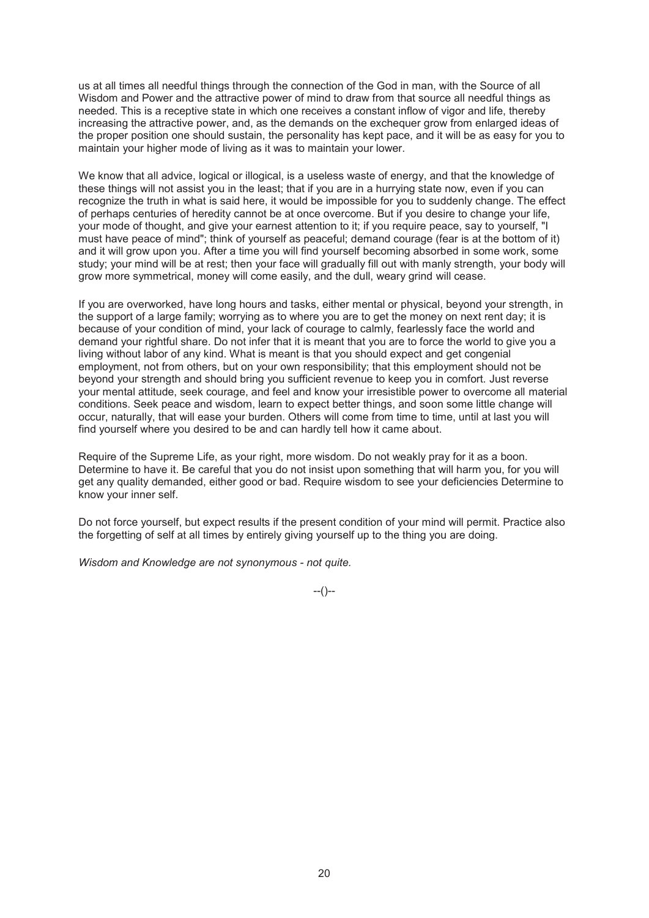us at all times all needful things through the connection of the God in man, with the Source of all Wisdom and Power and the attractive power of mind to draw from that source all needful things as needed. This is a receptive state in which one receives a constant inflow of vigor and life, thereby increasing the attractive power, and, as the demands on the exchequer grow from enlarged ideas of the proper position one should sustain, the personality has kept pace, and it will be as easy for you to maintain your higher mode of living as it was to maintain your lower.

We know that all advice, logical or illogical, is a useless waste of energy, and that the knowledge of these things will not assist you in the least; that if you are in a hurrying state now, even if you can recognize the truth in what is said here, it would be impossible for you to suddenly change. The effect of perhaps centuries of heredity cannot be at once overcome. But if you desire to change your life, your mode of thought, and give your earnest attention to it; if you require peace, say to yourself, "I must have peace of mind"; think of yourself as peaceful; demand courage (fear is at the bottom of it) and it will grow upon you. After a time you will find yourself becoming absorbed in some work, some study; your mind will be at rest; then your face will gradually fill out with manly strength, your body will grow more symmetrical, money will come easily, and the dull, weary grind will cease.

If you are overworked, have long hours and tasks, either mental or physical, beyond your strength, in the support of a large family; worrying as to where you are to get the money on next rent day; it is because of your condition of mind, your lack of courage to calmly, fearlessly face the world and demand your rightful share. Do not infer that it is meant that you are to force the world to give you a living without labor of any kind. What is meant is that you should expect and get congenial employment, not from others, but on your own responsibility; that this employment should not be beyond your strength and should bring you sufficient revenue to keep you in comfort. Just reverse your mental attitude, seek courage, and feel and know your irresistible power to overcome all material conditions. Seek peace and wisdom, learn to expect better things, and soon some little change will occur, naturally, that will ease your burden. Others will come from time to time, until at last you will find yourself where you desired to be and can hardly tell how it came about.

Require of the Supreme Life, as your right, more wisdom. Do not weakly pray for it as a boon. Determine to have it. Be careful that you do not insist upon something that will harm you, for you will get any quality demanded, either good or bad. Require wisdom to see your deficiencies Determine to know your inner self.

Do not force yourself, but expect results if the present condition of your mind will permit. Practice also the forgetting of self at all times by entirely giving yourself up to the thing you are doing.

*Wisdom and Knowledge are not synonymous - not quite.*

--()--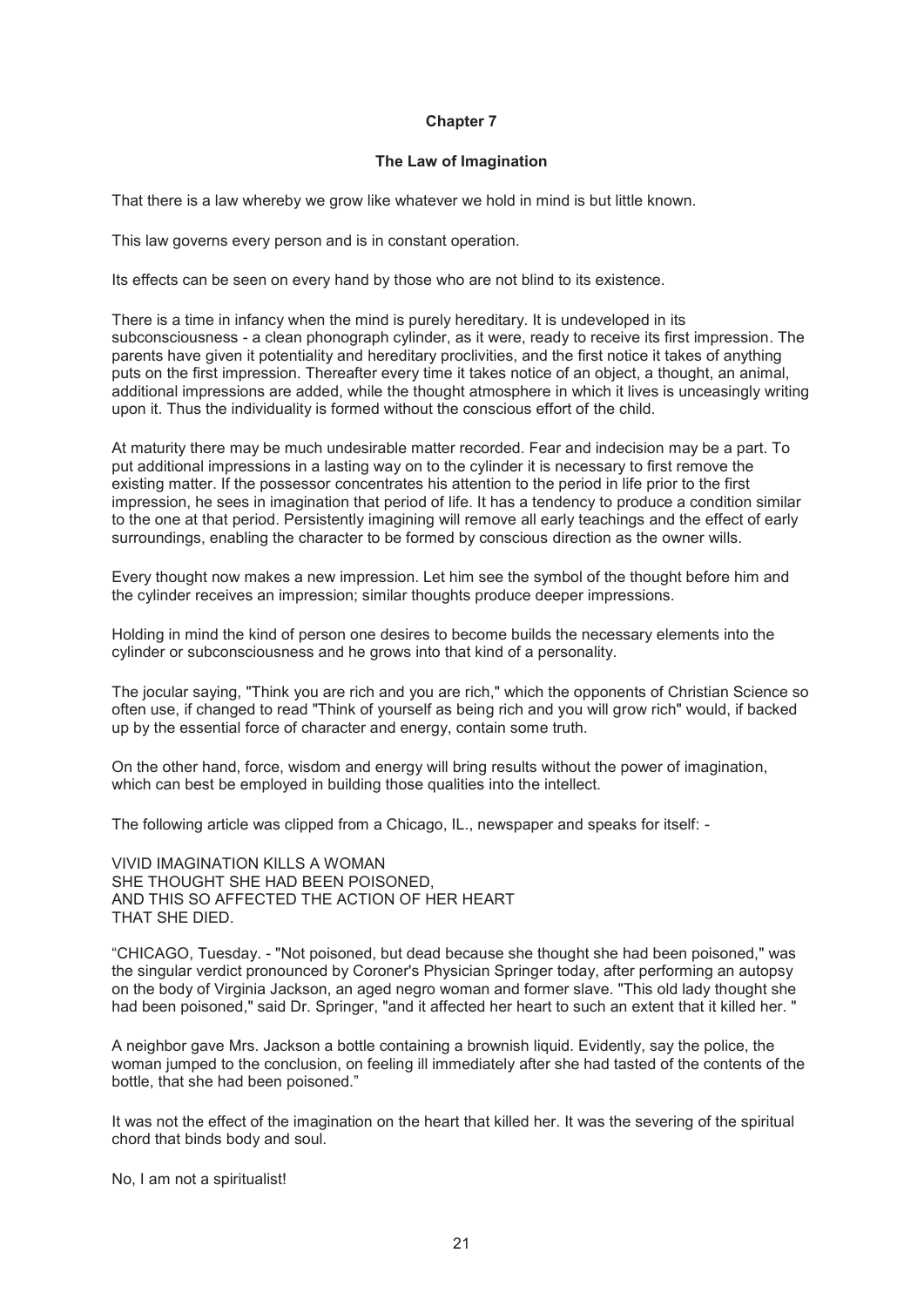## Chapter 7

### The Law of Imagination

That there is a law whereby we grow like whatever we hold in mind is but little known.

This law governs every person and is in constant operation.

Its effects can be seen on every hand by those who are not blind to its existence.

There is a time in infancy when the mind is purely hereditary. It is undeveloped in its subconsciousness - a clean phonograph cylinder, as it were, ready to receive its first impression. The parents have given it potentiality and hereditary proclivities, and the first notice it takes of anything puts on the first impression. Thereafter every time it takes notice of an object, a thought, an animal, additional impressions are added, while the thought atmosphere in which it lives is unceasingly writing upon it. Thus the individuality is formed without the conscious effort of the child.

At maturity there may be much undesirable matter recorded. Fear and indecision may be a part. To put additional impressions in a lasting way on to the cylinder it is necessary to first remove the existing matter. If the possessor concentrates his attention to the period in life prior to the first impression, he sees in imagination that period of life. It has a tendency to produce a condition similar to the one at that period. Persistently imagining will remove all early teachings and the effect of early surroundings, enabling the character to be formed by conscious direction as the owner wills.

Every thought now makes a new impression. Let him see the symbol of the thought before him and the cylinder receives an impression; similar thoughts produce deeper impressions.

Holding in mind the kind of person one desires to become builds the necessary elements into the cylinder or subconsciousness and he grows into that kind of a personality.

The jocular saying, "Think you are rich and you are rich," which the opponents of Christian Science so often use, if changed to read "Think of yourself as being rich and you will grow rich" would, if backed up by the essential force of character and energy, contain some truth.

On the other hand, force, wisdom and energy will bring results without the power of imagination, which can best be employed in building those qualities into the intellect.

The following article was clipped from a Chicago, IL., newspaper and speaks for itself: -

VIVID IMAGINATION KILLS A WOMAN
SHE THOUGHT SHE HAD BEEN POISONED,
AND THIS SO AFFECTED THE ACTION OF HER HEART
THAT SHE DIED.

“CHICAGO, Tuesday. - "Not poisoned, but dead because she thought she had been poisoned," was the singular verdict pronounced by Coroner's Physician Springer today, after performing an autopsy on the body of Virginia Jackson, an aged negro woman and former slave. "This old lady thought she had been poisoned," said Dr. Springer, "and it affected her heart to such an extent that it killed her. "

A neighbor gave Mrs. Jackson a bottle containing a brownish liquid. Evidently, say the police, the woman jumped to the conclusion, on feeling ill immediately after she had tasted of the contents of the bottle, that she had been poisoned.”

It was not the effect of the imagination on the heart that killed her. It was the severing of the spiritual chord that binds body and soul.

No, I am not a spiritualist!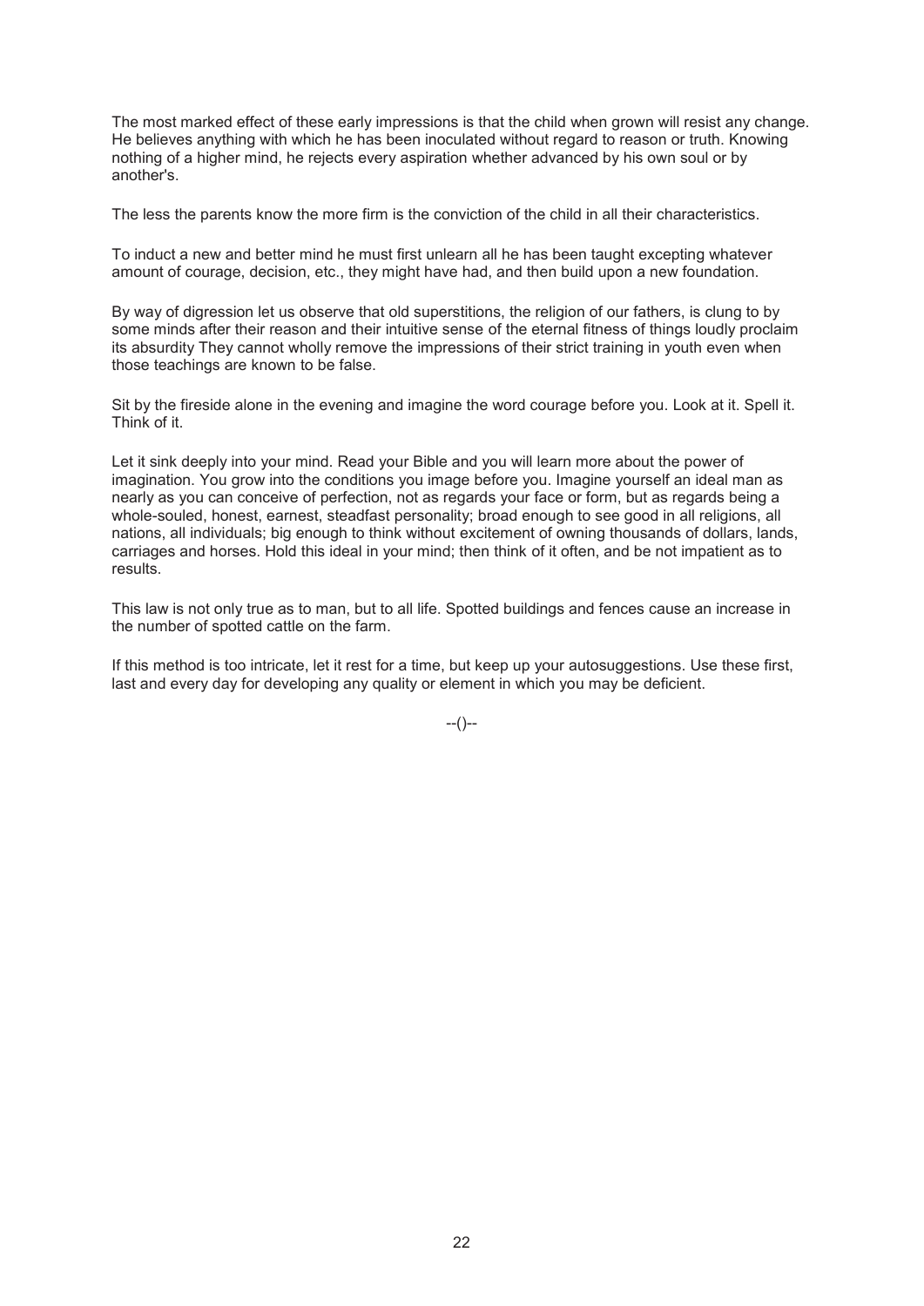The most marked effect of these early impressions is that the child when grown will resist any change. He believes anything with which he has been inoculated without regard to reason or truth. Knowing nothing of a higher mind, he rejects every aspiration whether advanced by his own soul or by another's.

The less the parents know the more firm is the conviction of the child in all their characteristics.

To induct a new and better mind he must first unlearn all he has been taught excepting whatever amount of courage, decision, etc., they might have had, and then build upon a new foundation.

By way of digression let us observe that old superstitions, the religion of our fathers, is clung to by some minds after their reason and their intuitive sense of the eternal fitness of things loudly proclaim its absurdity They cannot wholly remove the impressions of their strict training in youth even when those teachings are known to be false.

Sit by the fireside alone in the evening and imagine the word courage before you. Look at it. Spell it. Think of it.

Let it sink deeply into your mind. Read your Bible and you will learn more about the power of imagination. You grow into the conditions you image before you. Imagine yourself an ideal man as nearly as you can conceive of perfection, not as regards your face or form, but as regards being a whole-souled, honest, earnest, steadfast personality; broad enough to see good in all religions, all nations, all individuals; big enough to think without excitement of owning thousands of dollars, lands, carriages and horses. Hold this ideal in your mind; then think of it often, and be not impatient as to results.

This law is not only true as to man, but to all life. Spotted buildings and fences cause an increase in the number of spotted cattle on the farm.

If this method is too intricate, let it rest for a time, but keep up your autosuggestions. Use these first, last and every day for developing any quality or element in which you may be deficient.

--()--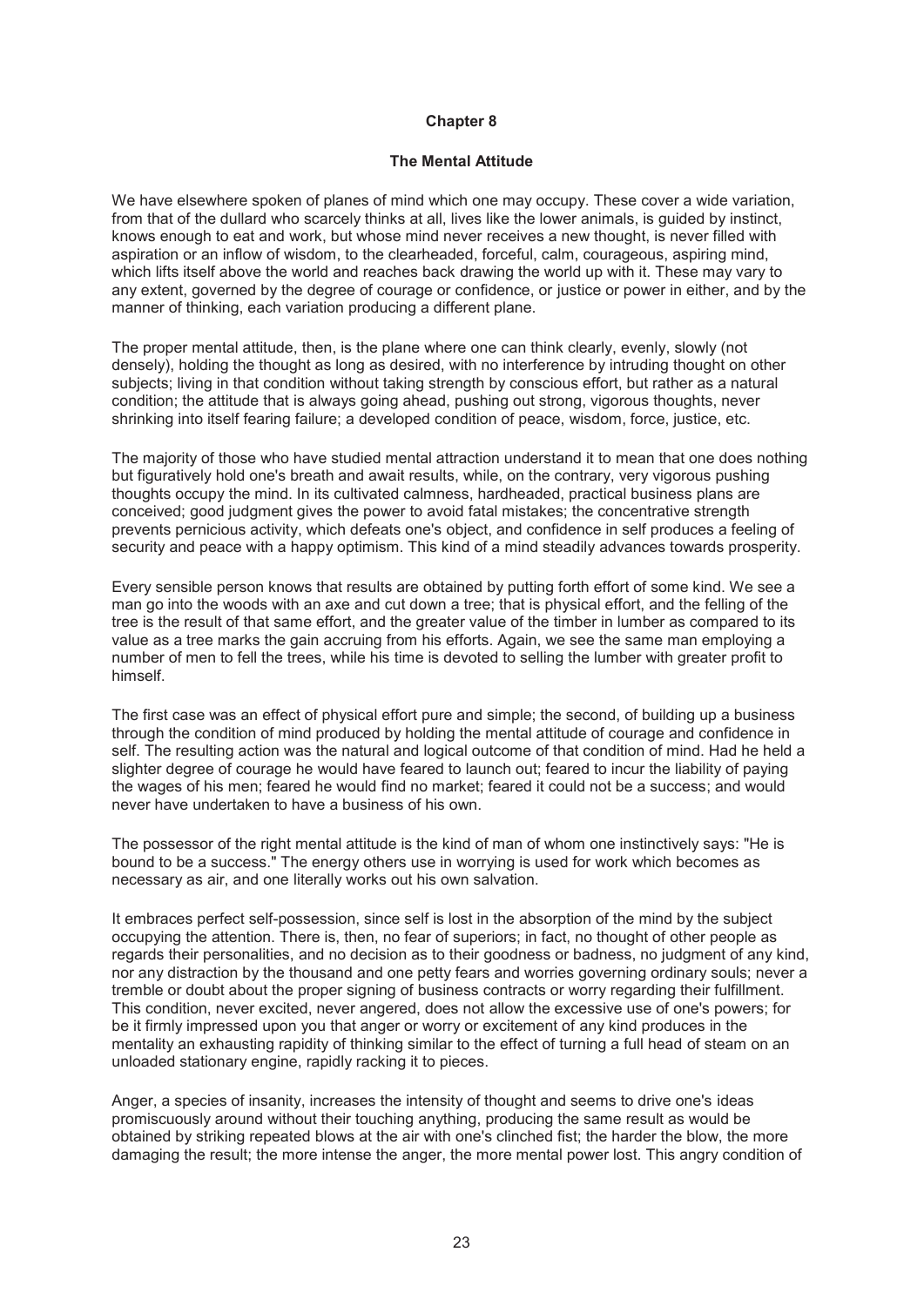# Chapter 8

## The Mental Attitude

We have elsewhere spoken of planes of mind which one may occupy. These cover a wide variation, from that of the dullard who scarcely thinks at all, lives like the lower animals, is guided by instinct, knows enough to eat and work, but whose mind never receives a new thought, is never filled with aspiration or an inflow of wisdom, to the clearheaded, forceful, calm, courageous, aspiring mind, which lifts itself above the world and reaches back drawing the world up with it. These may vary to any extent, governed by the degree of courage or confidence, or justice or power in either, and by the manner of thinking, each variation producing a different plane.

The proper mental attitude, then, is the plane where one can think clearly, evenly, slowly (not densely), holding the thought as long as desired, with no interference by intruding thought on other subjects; living in that condition without taking strength by conscious effort, but rather as a natural condition; the attitude that is always going ahead, pushing out strong, vigorous thoughts, never shrinking into itself fearing failure; a developed condition of peace, wisdom, force, justice, etc.

The majority of those who have studied mental attraction understand it to mean that one does nothing but figuratively hold one's breath and await results, while, on the contrary, very vigorous pushing thoughts occupy the mind. In its cultivated calmness, hardheaded, practical business plans are conceived; good judgment gives the power to avoid fatal mistakes; the concentrative strength prevents pernicious activity, which defeats one's object, and confidence in self produces a feeling of security and peace with a happy optimism. This kind of a mind steadily advances towards prosperity.

Every sensible person knows that results are obtained by putting forth effort of some kind. We see a man go into the woods with an axe and cut down a tree; that is physical effort, and the felling of the tree is the result of that same effort, and the greater value of the timber in lumber as compared to its value as a tree marks the gain accruing from his efforts. Again, we see the same man employing a number of men to fell the trees, while his time is devoted to selling the lumber with greater profit to himself.

The first case was an effect of physical effort pure and simple; the second, of building up a business through the condition of mind produced by holding the mental attitude of courage and confidence in self. The resulting action was the natural and logical outcome of that condition of mind. Had he held a slighter degree of courage he would have feared to launch out; feared to incur the liability of paying the wages of his men; feared he would find no market; feared it could not be a success; and would never have undertaken to have a business of his own.

The possessor of the right mental attitude is the kind of man of whom one instinctively says: "He is bound to be a success." The energy others use in worrying is used for work which becomes as necessary as air, and one literally works out his own salvation.

It embraces perfect self-possession, since self is lost in the absorption of the mind by the subject occupying the attention. There is, then, no fear of superiors; in fact, no thought of other people as regards their personalities, and no decision as to their goodness or badness, no judgment of any kind, nor any distraction by the thousand and one petty fears and worries governing ordinary souls; never a tremble or doubt about the proper signing of business contracts or worry regarding their fulfillment. This condition, never excited, never angered, does not allow the excessive use of one's powers; for be it firmly impressed upon you that anger or worry or excitement of any kind produces in the mentality an exhausting rapidity of thinking similar to the effect of turning a full head of steam on an unloaded stationary engine, rapidly racking it to pieces.

Anger, a species of insanity, increases the intensity of thought and seems to drive one's ideas promiscuously around without their touching anything, producing the same result as would be obtained by striking repeated blows at the air with one's clinched fist; the harder the blow, the more damaging the result; the more intense the anger, the more mental power lost. This angry condition of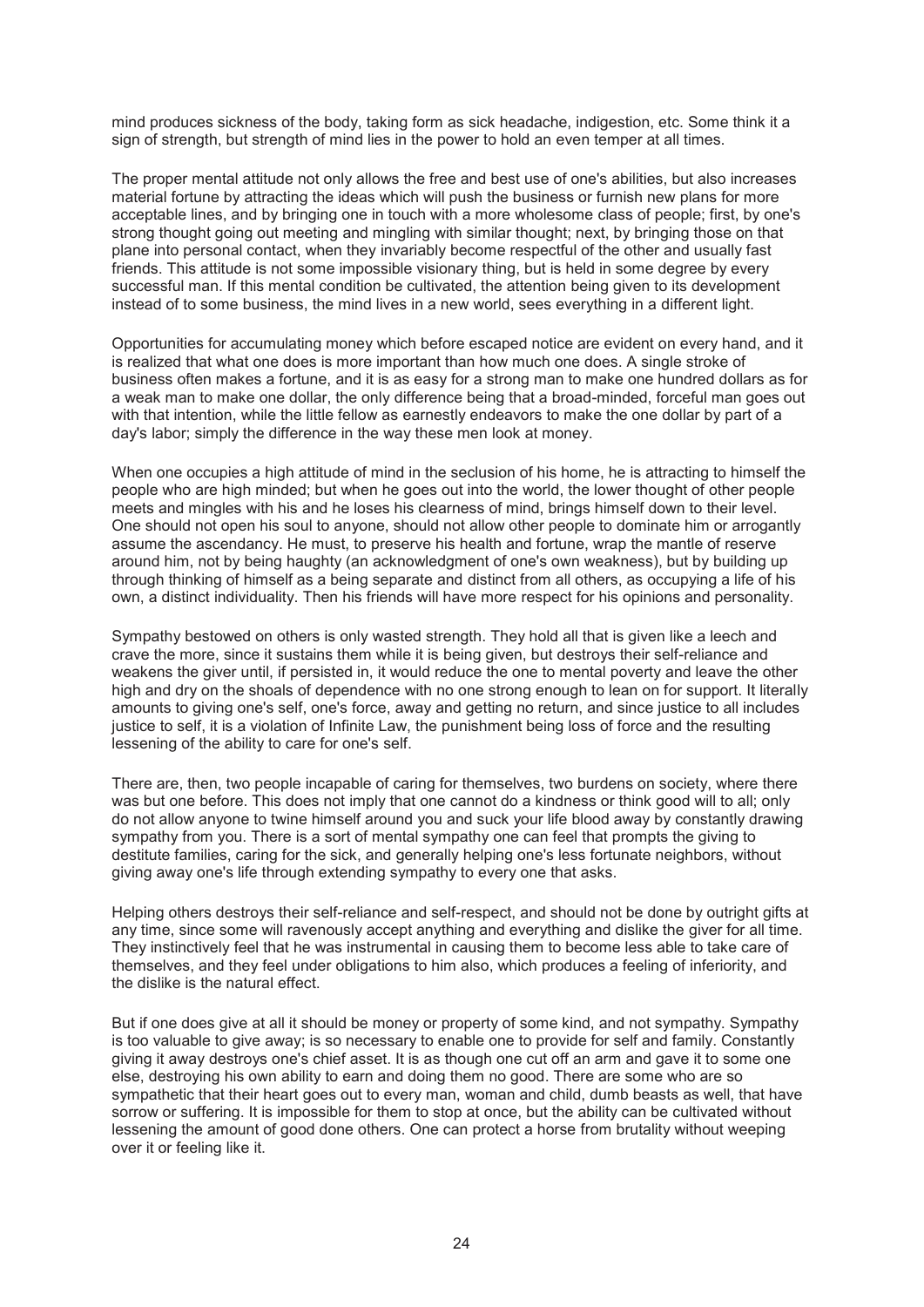mind produces sickness of the body, taking form as sick headache, indigestion, etc. Some think it a sign of strength, but strength of mind lies in the power to hold an even temper at all times.

The proper mental attitude not only allows the free and best use of one's abilities, but also increases material fortune by attracting the ideas which will push the business or furnish new plans for more acceptable lines, and by bringing one in touch with a more wholesome class of people; first, by one's strong thought going out meeting and mingling with similar thought; next, by bringing those on that plane into personal contact, when they invariably become respectful of the other and usually fast friends. This attitude is not some impossible visionary thing, but is held in some degree by every successful man. If this mental condition be cultivated, the attention being given to its development instead of to some business, the mind lives in a new world, sees everything in a different light.

Opportunities for accumulating money which before escaped notice are evident on every hand, and it is realized that what one does is more important than how much one does. A single stroke of business often makes a fortune, and it is as easy for a strong man to make one hundred dollars as for a weak man to make one dollar, the only difference being that a broad-minded, forceful man goes out with that intention, while the little fellow as earnestly endeavors to make the one dollar by part of a day's labor; simply the difference in the way these men look at money.

When one occupies a high attitude of mind in the seclusion of his home, he is attracting to himself the people who are high minded; but when he goes out into the world, the lower thought of other people meets and mingles with his and he loses his clearness of mind, brings himself down to their level. One should not open his soul to anyone, should not allow other people to dominate him or arrogantly assume the ascendancy. He must, to preserve his health and fortune, wrap the mantle of reserve around him, not by being haughty (an acknowledgment of one's own weakness), but by building up through thinking of himself as a being separate and distinct from all others, as occupying a life of his own, a distinct individuality. Then his friends will have more respect for his opinions and personality.

Sympathy bestowed on others is only wasted strength. They hold all that is given like a leech and crave the more, since it sustains them while it is being given, but destroys their self-reliance and weakens the giver until, if persisted in, it would reduce the one to mental poverty and leave the other high and dry on the shoals of dependence with no one strong enough to lean on for support. It literally amounts to giving one's self, one's force, away and getting no return, and since justice to all includes justice to self, it is a violation of Infinite Law, the punishment being loss of force and the resulting lessening of the ability to care for one's self.

There are, then, two people incapable of caring for themselves, two burdens on society, where there was but one before. This does not imply that one cannot do a kindness or think good will to all; only do not allow anyone to twine himself around you and suck your life blood away by constantly drawing sympathy from you. There is a sort of mental sympathy one can feel that prompts the giving to destitute families, caring for the sick, and generally helping one's less fortunate neighbors, without giving away one's life through extending sympathy to every one that asks.

Helping others destroys their self-reliance and self-respect, and should not be done by outright gifts at any time, since some will ravenously accept anything and everything and dislike the giver for all time. They instinctively feel that he was instrumental in causing them to become less able to take care of themselves, and they feel under obligations to him also, which produces a feeling of inferiority, and the dislike is the natural effect.

But if one does give at all it should be money or property of some kind, and not sympathy. Sympathy is too valuable to give away; is so necessary to enable one to provide for self and family. Constantly giving it away destroys one's chief asset. It is as though one cut off an arm and gave it to some one else, destroying his own ability to earn and doing them no good. There are some who are so sympathetic that their heart goes out to every man, woman and child, dumb beasts as well, that have sorrow or suffering. It is impossible for them to stop at once, but the ability can be cultivated without lessening the amount of good done others. One can protect a horse from brutality without weeping over it or feeling like it.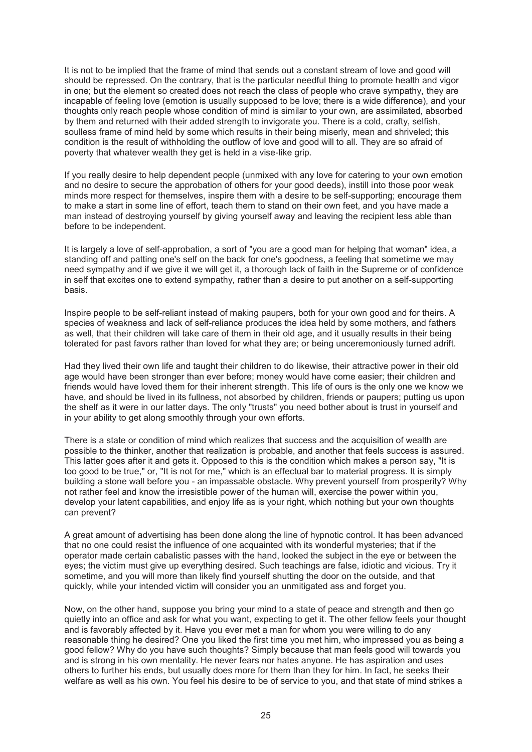It is not to be implied that the frame of mind that sends out a constant stream of love and good will should be repressed. On the contrary, that is the particular needful thing to promote health and vigor in one; but the element so created does not reach the class of people who crave sympathy, they are incapable of feeling love (emotion is usually supposed to be love; there is a wide difference), and your thoughts only reach people whose condition of mind is similar to your own, are assimilated, absorbed by them and returned with their added strength to invigorate you. There is a cold, crafty, selfish, soulless frame of mind held by some which results in their being miserly, mean and shriveled; this condition is the result of withholding the outflow of love and good will to all. They are so afraid of poverty that whatever wealth they get is held in a vise-like grip.

If you really desire to help dependent people (unmixed with any love for catering to your own emotion and no desire to secure the approbation of others for your good deeds), instill into those poor weak minds more respect for themselves, inspire them with a desire to be self-supporting; encourage them to make a start in some line of effort, teach them to stand on their own feet, and you have made a man instead of destroying yourself by giving yourself away and leaving the recipient less able than before to be independent.

It is largely a love of self-approbation, a sort of "you are a good man for helping that woman" idea, a standing off and patting one's self on the back for one's goodness, a feeling that sometime we may need sympathy and if we give it we will get it, a thorough lack of faith in the Supreme or of confidence in self that excites one to extend sympathy, rather than a desire to put another on a self-supporting basis.

Inspire people to be self-reliant instead of making paupers, both for your own good and for theirs. A species of weakness and lack of self-reliance produces the idea held by some mothers, and fathers as well, that their children will take care of them in their old age, and it usually results in their being tolerated for past favors rather than loved for what they are; or being unceremoniously turned adrift.

Had they lived their own life and taught their children to do likewise, their attractive power in their old age would have been stronger than ever before; money would have come easier; their children and friends would have loved them for their inherent strength. This life of ours is the only one we know we have, and should be lived in its fullness, not absorbed by children, friends or paupers; putting us upon the shelf as it were in our latter days. The only "trusts" you need bother about is trust in yourself and in your ability to get along smoothly through your own efforts.

There is a state or condition of mind which realizes that success and the acquisition of wealth are possible to the thinker, another that realization is probable, and another that feels success is assured. This latter goes after it and gets it. Opposed to this is the condition which makes a person say, "It is too good to be true," or, "It is not for me," which is an effectual bar to material progress. It is simply building a stone wall before you - an impassable obstacle. Why prevent yourself from prosperity? Why not rather feel and know the irresistible power of the human will, exercise the power within you, develop your latent capabilities, and enjoy life as is your right, which nothing but your own thoughts can prevent?

A great amount of advertising has been done along the line of hypnotic control. It has been advanced that no one could resist the influence of one acquainted with its wonderful mysteries; that if the operator made certain cabalistic passes with the hand, looked the subject in the eye or between the eyes; the victim must give up everything desired. Such teachings are false, idiotic and vicious. Try it sometime, and you will more than likely find yourself shutting the door on the outside, and that quickly, while your intended victim will consider you an unmitigated ass and forget you.

Now, on the other hand, suppose you bring your mind to a state of peace and strength and then go quietly into an office and ask for what you want, expecting to get it. The other fellow feels your thought and is favorably affected by it. Have you ever met a man for whom you were willing to do any reasonable thing he desired? One you liked the first time you met him, who impressed you as being a good fellow? Why do you have such thoughts? Simply because that man feels good will towards you and is strong in his own mentality. He never fears nor hates anyone. He has aspiration and uses others to further his ends, but usually does more for them than they for him. In fact, he seeks their welfare as well as his own. You feel his desire to be of service to you, and that state of mind strikes a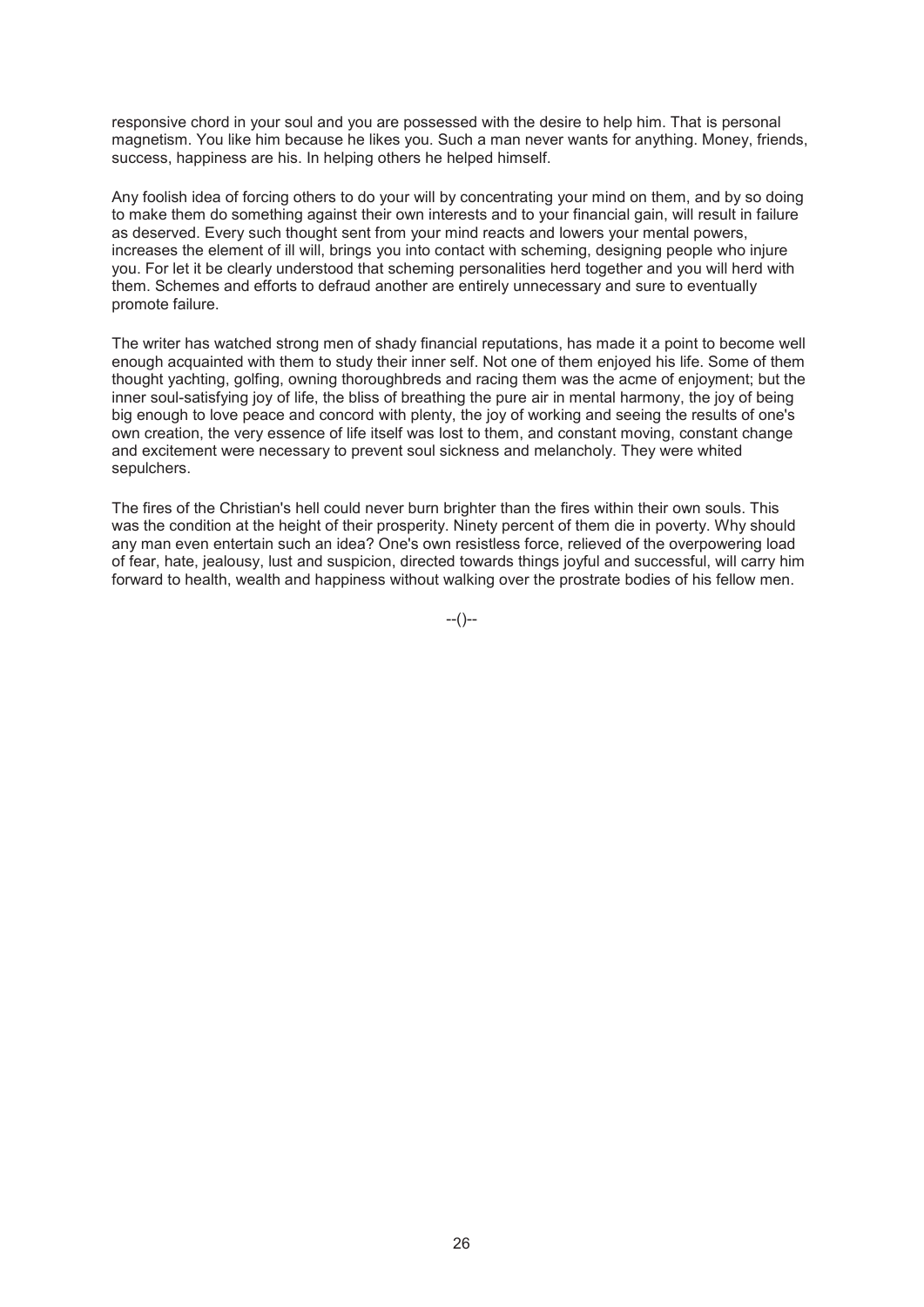responsive chord in your soul and you are possessed with the desire to help him. That is personal magnetism. You like him because he likes you. Such a man never wants for anything. Money, friends, success, happiness are his. In helping others he helped himself.

Any foolish idea of forcing others to do your will by concentrating your mind on them, and by so doing to make them do something against their own interests and to your financial gain, will result in failure as deserved. Every such thought sent from your mind reacts and lowers your mental powers, increases the element of ill will, brings you into contact with scheming, designing people who injure you. For let it be clearly understood that scheming personalities herd together and you will herd with them. Schemes and efforts to defraud another are entirely unnecessary and sure to eventually promote failure.

The writer has watched strong men of shady financial reputations, has made it a point to become well enough acquainted with them to study their inner self. Not one of them enjoyed his life. Some of them thought yachting, golfing, owning thoroughbreds and racing them was the acme of enjoyment; but the inner soul-satisfying joy of life, the bliss of breathing the pure air in mental harmony, the joy of being big enough to love peace and concord with plenty, the joy of working and seeing the results of one's own creation, the very essence of life itself was lost to them, and constant moving, constant change and excitement were necessary to prevent soul sickness and melancholy. They were whited sepulchers.

The fires of the Christian's hell could never burn brighter than the fires within their own souls. This was the condition at the height of their prosperity. Ninety percent of them die in poverty. Why should any man even entertain such an idea? One's own resistless force, relieved of the overpowering load of fear, hate, jealousy, lust and suspicion, directed towards things joyful and successful, will carry him forward to health, wealth and happiness without walking over the prostrate bodies of his fellow men.

--()--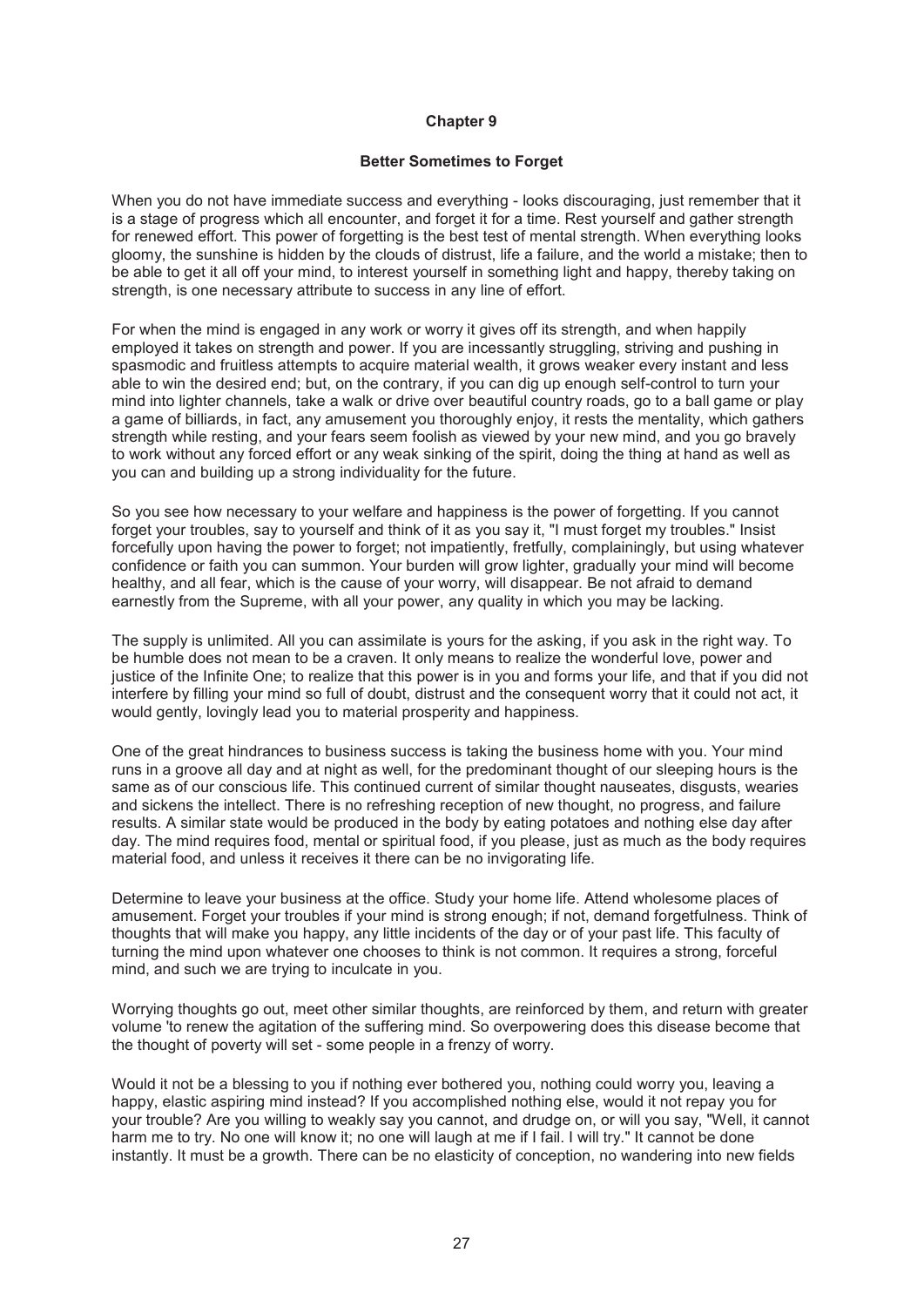# Chapter 9

## Better Sometimes to Forget

When you do not have immediate success and everything - looks discouraging, just remember that it is a stage of progress which all encounter, and forget it for a time. Rest yourself and gather strength for renewed effort. This power of forgetting is the best test of mental strength. When everything looks gloomy, the sunshine is hidden by the clouds of distrust, life a failure, and the world a mistake; then to be able to get it all off your mind, to interest yourself in something light and happy, thereby taking on strength, is one necessary attribute to success in any line of effort.

For when the mind is engaged in any work or worry it gives off its strength, and when happily employed it takes on strength and power. If you are incessantly struggling, striving and pushing in spasmodic and fruitless attempts to acquire material wealth, it grows weaker every instant and less able to win the desired end; but, on the contrary, if you can dig up enough self-control to turn your mind into lighter channels, take a walk or drive over beautiful country roads, go to a ball game or play a game of billiards, in fact, any amusement you thoroughly enjoy, it rests the mentality, which gathers strength while resting, and your fears seem foolish as viewed by your new mind, and you go bravely to work without any forced effort or any weak sinking of the spirit, doing the thing at hand as well as you can and building up a strong individuality for the future.

So you see how necessary to your welfare and happiness is the power of forgetting. If you cannot forget your troubles, say to yourself and think of it as you say it, "I must forget my troubles." Insist forcefully upon having the power to forget; not impatiently, fretfully, complainingly, but using whatever confidence or faith you can summon. Your burden will grow lighter, gradually your mind will become healthy, and all fear, which is the cause of your worry, will disappear. Be not afraid to demand earnestly from the Supreme, with all your power, any quality in which you may be lacking.

The supply is unlimited. All you can assimilate is yours for the asking, if you ask in the right way. To be humble does not mean to be a craven. It only means to realize the wonderful love, power and justice of the Infinite One; to realize that this power is in you and forms your life, and that if you did not interfere by filling your mind so full of doubt, distrust and the consequent worry that it could not act, it would gently, lovingly lead you to material prosperity and happiness.

One of the great hindrances to business success is taking the business home with you. Your mind runs in a groove all day and at night as well, for the predominant thought of our sleeping hours is the same as of our conscious life. This continued current of similar thought nauseates, disgusts, wearies and sickens the intellect. There is no refreshing reception of new thought, no progress, and failure results. A similar state would be produced in the body by eating potatoes and nothing else day after day. The mind requires food, mental or spiritual food, if you please, just as much as the body requires material food, and unless it receives it there can be no invigorating life.

Determine to leave your business at the office. Study your home life. Attend wholesome places of amusement. Forget your troubles if your mind is strong enough; if not, demand forgetfulness. Think of thoughts that will make you happy, any little incidents of the day or of your past life. This faculty of turning the mind upon whatever one chooses to think is not common. It requires a strong, forceful mind, and such we are trying to inculcate in you.

Worrying thoughts go out, meet other similar thoughts, are reinforced by them, and return with greater volume 'to renew the agitation of the suffering mind. So overpowering does this disease become that the thought of poverty will set - some people in a frenzy of worry.

Would it not be a blessing to you if nothing ever bothered you, nothing could worry you, leaving a happy, elastic aspiring mind instead? If you accomplished nothing else, would it not repay you for your trouble? Are you willing to weakly say you cannot, and drudge on, or will you say, "Well, it cannot harm me to try. No one will know it; no one will laugh at me if I fail. I will try." It cannot be done instantly. It must be a growth. There can be no elasticity of conception, no wandering into new fields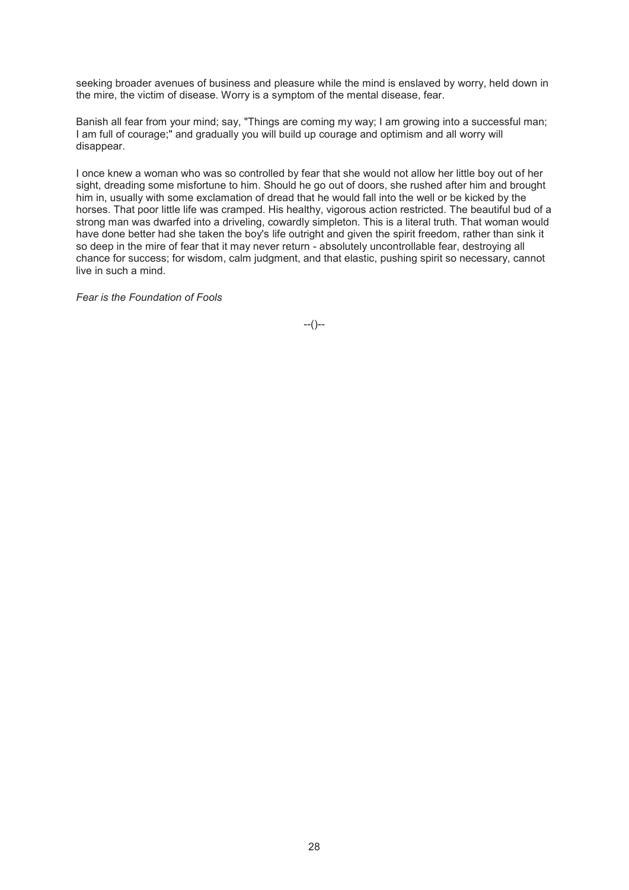seeking broader avenues of business and pleasure while the mind is enslaved by worry, held down in the mire, the victim of disease. Worry is a symptom of the mental disease, fear.

Banish all fear from your mind; say, "Things are coming my way; I am growing into a successful man; I am full of courage;" and gradually you will build up courage and optimism and all worry will disappear.

I once knew a woman who was so controlled by fear that she would not allow her little boy out of her sight, dreading some misfortune to him. Should he go out of doors, she rushed after him and brought him in, usually with some exclamation of dread that he would fall into the well or be kicked by the horses. That poor little life was cramped. His healthy, vigorous action restricted. The beautiful bud of a strong man was dwarfed into a driveling, cowardly simpleton. This is a literal truth. That woman would have done better had she taken the boy's life outright and given the spirit freedom, rather than sink it so deep in the mire of fear that it may never return - absolutely uncontrollable fear, destroying all chance for success; for wisdom, calm judgment, and that elastic, pushing spirit so necessary, cannot live in such a mind.

*Fear is the Foundation of Fools*

--()--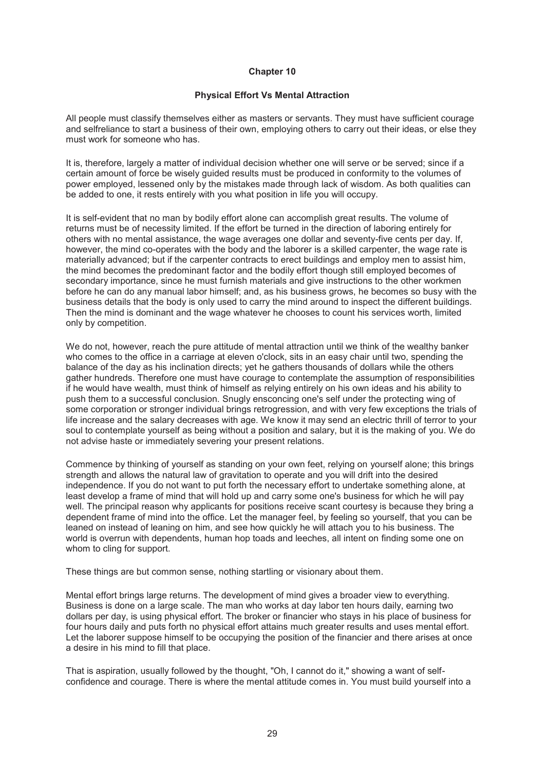# Chapter 10

## Physical Effort Vs Mental Attraction

All people must classify themselves either as masters or servants. They must have sufficient courage and selfreliance to start a business of their own, employing others to carry out their ideas, or else they must work for someone who has.

It is, therefore, largely a matter of individual decision whether one will serve or be served; since if a certain amount of force be wisely guided results must be produced in conformity to the volumes of power employed, lessened only by the mistakes made through lack of wisdom. As both qualities can be added to one, it rests entirely with you what position in life you will occupy.

It is self-evident that no man by bodily effort alone can accomplish great results. The volume of returns must be of necessity limited. If the effort be turned in the direction of laboring entirely for others with no mental assistance, the wage averages one dollar and seventy-five cents per day. If, however, the mind co-operates with the body and the laborer is a skilled carpenter, the wage rate is materially advanced; but if the carpenter contracts to erect buildings and employ men to assist him, the mind becomes the predominant factor and the bodily effort though still employed becomes of secondary importance, since he must furnish materials and give instructions to the other workmen before he can do any manual labor himself; and, as his business grows, he becomes so busy with the business details that the body is only used to carry the mind around to inspect the different buildings. Then the mind is dominant and the wage whatever he chooses to count his services worth, limited only by competition.

We do not, however, reach the pure attitude of mental attraction until we think of the wealthy banker who comes to the office in a carriage at eleven o'clock, sits in an easy chair until two, spending the balance of the day as his inclination directs; yet he gathers thousands of dollars while the others gather hundreds. Therefore one must have courage to contemplate the assumption of responsibilities if he would have wealth, must think of himself as relying entirely on his own ideas and his ability to push them to a successful conclusion. Snugly ensconcing one's self under the protecting wing of some corporation or stronger individual brings retrogression, and with very few exceptions the trials of life increase and the salary decreases with age. We know it may send an electric thrill of terror to your soul to contemplate yourself as being without a position and salary, but it is the making of you. We do not advise haste or immediately severing your present relations.

Commence by thinking of yourself as standing on your own feet, relying on yourself alone; this brings strength and allows the natural law of gravitation to operate and you will drift into the desired independence. If you do not want to put forth the necessary effort to undertake something alone, at least develop a frame of mind that will hold up and carry some one's business for which he will pay well. The principal reason why applicants for positions receive scant courtesy is because they bring a dependent frame of mind into the office. Let the manager feel, by feeling so yourself, that you can be leaned on instead of leaning on him, and see how quickly he will attach you to his business. The world is overrun with dependents, human hop toads and leeches, all intent on finding some one on whom to cling for support.

These things are but common sense, nothing startling or visionary about them.

Mental effort brings large returns. The development of mind gives a broader view to everything. Business is done on a large scale. The man who works at day labor ten hours daily, earning two dollars per day, is using physical effort. The broker or financier who stays in his place of business for four hours daily and puts forth no physical effort attains much greater results and uses mental effort. Let the laborer suppose himself to be occupying the position of the financier and there arises at once a desire in his mind to fill that place.

That is aspiration, usually followed by the thought, "Oh, I cannot do it," showing a want of self-confidence and courage. There is where the mental attitude comes in. You must build yourself into a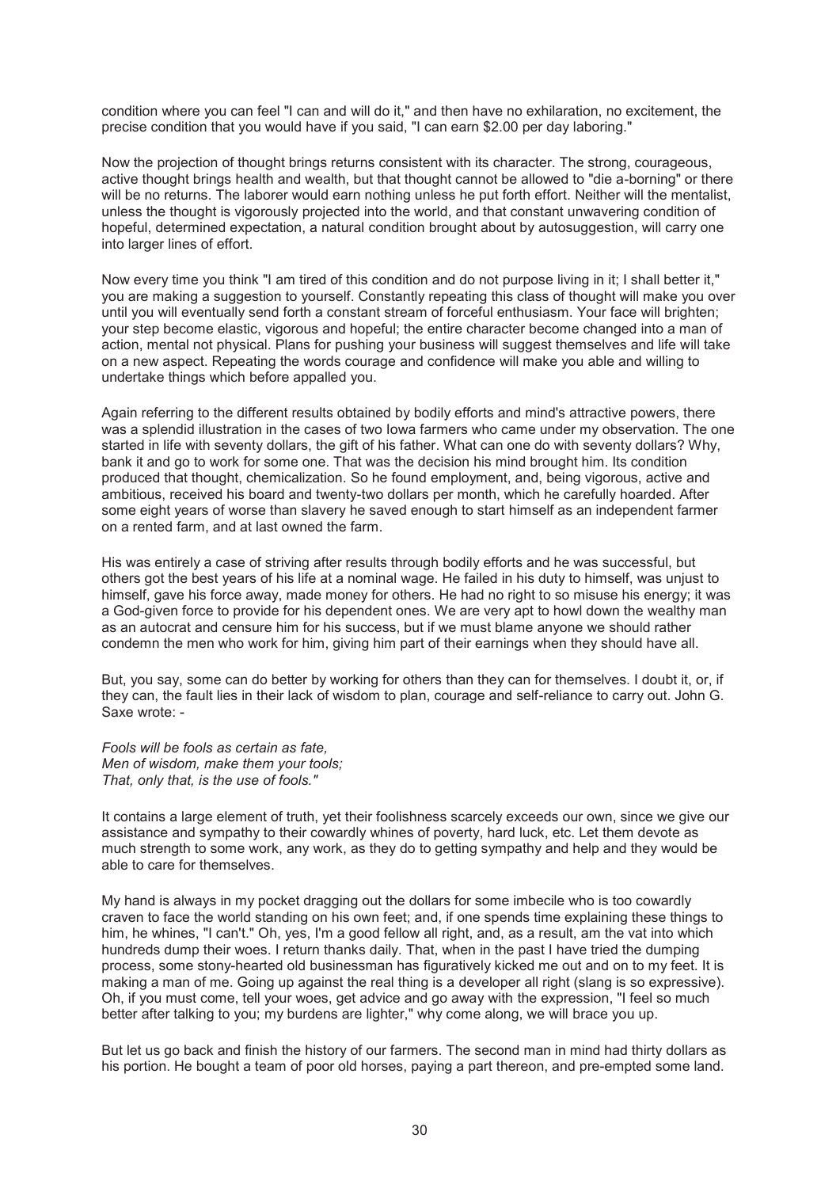condition where you can feel "I can and will do it," and then have no exhilaration, no excitement, the precise condition that you would have if you said, "I can earn $2.00 per day laboring."

Now the projection of thought brings returns consistent with its character. The strong, courageous, active thought brings health and wealth, but that thought cannot be allowed to "die a-borning" or there will be no returns. The laborer would earn nothing unless he put forth effort. Neither will the mentalist, unless the thought is vigorously projected into the world, and that constant unwavering condition of hopeful, determined expectation, a natural condition brought about by autosuggestion, will carry one into larger lines of effort.

Now every time you think "I am tired of this condition and do not purpose living in it; I shall better it," you are making a suggestion to yourself. Constantly repeating this class of thought will make you over until you will eventually send forth a constant stream of forceful enthusiasm. Your face will brighten; your step become elastic, vigorous and hopeful; the entire character become changed into a man of action, mental not physical. Plans for pushing your business will suggest themselves and life will take on a new aspect. Repeating the words courage and confidence will make you able and willing to undertake things which before appalled you.

Again referring to the different results obtained by bodily efforts and mind's attractive powers, there was a splendid illustration in the cases of two Iowa farmers who came under my observation. The one started in life with seventy dollars, the gift of his father. What can one do with seventy dollars? Why, bank it and go to work for some one. That was the decision his mind brought him. Its condition produced that thought, chemicalization. So he found employment, and, being vigorous, active and ambitious, received his board and twenty-two dollars per month, which he carefully hoarded. After some eight years of worse than slavery he saved enough to start himself as an independent farmer on a rented farm, and at last owned the farm.

His was entirely a case of striving after results through bodily efforts and he was successful, but others got the best years of his life at a nominal wage. He failed in his duty to himself, was unjust to himself, gave his force away, made money for others. He had no right to so misuse his energy; it was a God-given force to provide for his dependent ones. We are very apt to howl down the wealthy man as an autocrat and censure him for his success, but if we must blame anyone we should rather condemn the men who work for him, giving him part of their earnings when they should have all.

But, you say, some can do better by working for others than they can for themselves. I doubt it, or, if they can, the fault lies in their lack of wisdom to plan, courage and self-reliance to carry out. John G. Saxe wrote: -

*Fools will be fools as certain as fate,*
*Men of wisdom, make them your tools;*
*That, only that, is the use of fools."*

It contains a large element of truth, yet their foolishness scarcely exceeds our own, since we give our assistance and sympathy to their cowardly whines of poverty, hard luck, etc. Let them devote as much strength to some work, any work, as they do to getting sympathy and help and they would be able to care for themselves.

My hand is always in my pocket dragging out the dollars for some imbecile who is too cowardly craven to face the world standing on his own feet; and, if one spends time explaining these things to him, he whines, "I can't." Oh, yes, I'm a good fellow all right, and, as a result, am the vat into which hundreds dump their woes. I return thanks daily. That, when in the past I have tried the dumping process, some stony-hearted old businessman has figuratively kicked me out and on to my feet. It is making a man of me. Going up against the real thing is a developer all right (slang is so expressive). Oh, if you must come, tell your woes, get advice and go away with the expression, "I feel so much better after talking to you; my burdens are lighter," why come along, we will brace you up.

But let us go back and finish the history of our farmers. The second man in mind had thirty dollars as his portion. He bought a team of poor old horses, paying a part thereon, and pre-empted some land.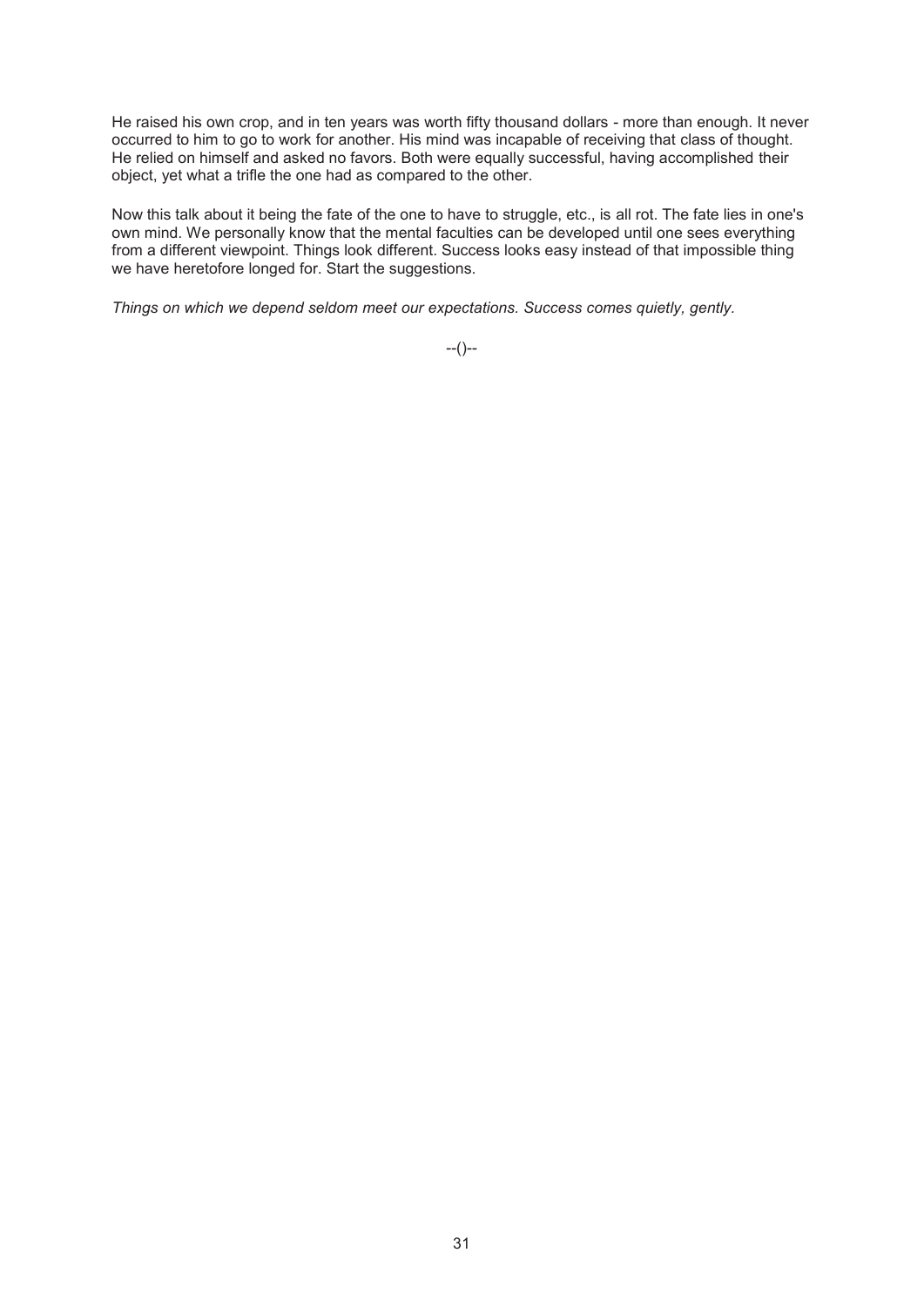He raised his own crop, and in ten years was worth fifty thousand dollars - more than enough. It never occurred to him to go to work for another. His mind was incapable of receiving that class of thought. He relied on himself and asked no favors. Both were equally successful, having accomplished their object, yet what a trifle the one had as compared to the other.

Now this talk about it being the fate of the one to have to struggle, etc., is all rot. The fate lies in one's own mind. We personally know that the mental faculties can be developed until one sees everything from a different viewpoint. Things look different. Success looks easy instead of that impossible thing we have heretofore longed for. Start the suggestions.

*Things on which we depend seldom meet our expectations. Success comes quietly, gently.*

--()--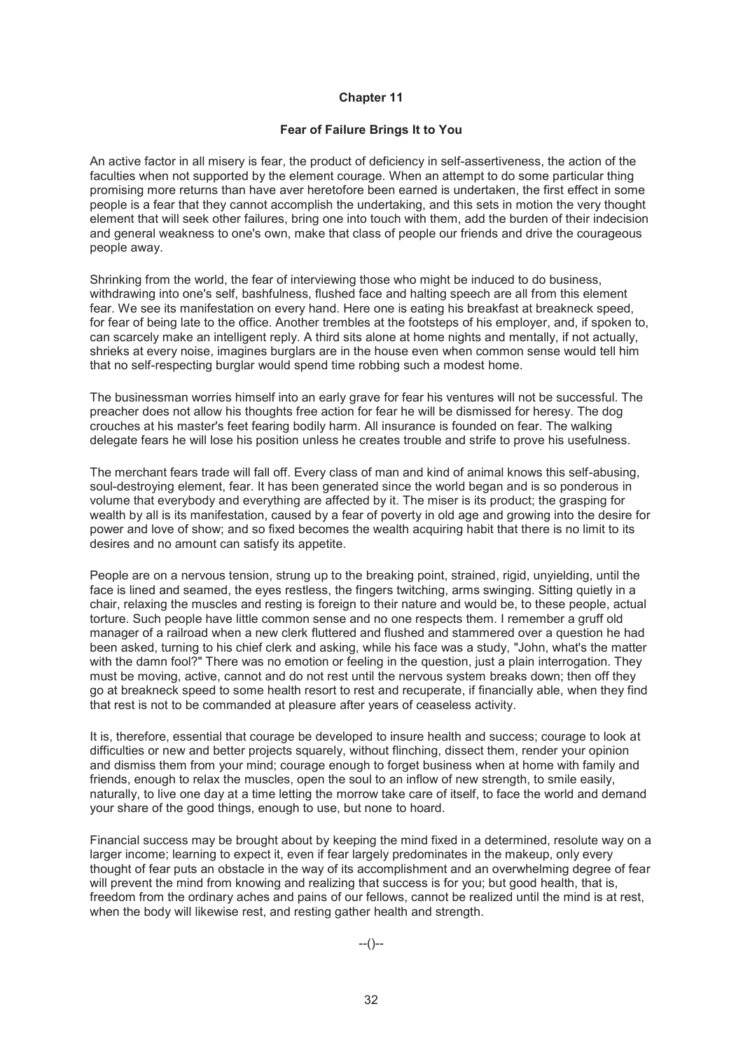# Chapter 11

## Fear of Failure Brings It to You

An active factor in all misery is fear, the product of deficiency in self-assertiveness, the action of the faculties when not supported by the element courage. When an attempt to do some particular thing promising more returns than have aver heretofore been earned is undertaken, the first effect in some people is a fear that they cannot accomplish the undertaking, and this sets in motion the very thought element that will seek other failures, bring one into touch with them, add the burden of their indecision and general weakness to one's own, make that class of people our friends and drive the courageous people away.

Shrinking from the world, the fear of interviewing those who might be induced to do business, withdrawing into one's self, bashfulness, flushed face and halting speech are all from this element fear. We see its manifestation on every hand. Here one is eating his breakfast at breakneck speed, for fear of being late to the office. Another trembles at the footsteps of his employer, and, if spoken to, can scarcely make an intelligent reply. A third sits alone at home nights and mentally, if not actually, shrieks at every noise, imagines burglars are in the house even when common sense would tell him that no self-respecting burglar would spend time robbing such a modest home.

The businessman worries himself into an early grave for fear his ventures will not be successful. The preacher does not allow his thoughts free action for fear he will be dismissed for heresy. The dog crouches at his master's feet fearing bodily harm. All insurance is founded on fear. The walking delegate fears he will lose his position unless he creates trouble and strife to prove his usefulness.

The merchant fears trade will fall off. Every class of man and kind of animal knows this self-abusing, soul-destroying element, fear. It has been generated since the world began and is so ponderous in volume that everybody and everything are affected by it. The miser is its product; the grasping for wealth by all is its manifestation, caused by a fear of poverty in old age and growing into the desire for power and love of show; and so fixed becomes the wealth acquiring habit that there is no limit to its desires and no amount can satisfy its appetite.

People are on a nervous tension, strung up to the breaking point, strained, rigid, unyielding, until the face is lined and seamed, the eyes restless, the fingers twitching, arms swinging. Sitting quietly in a chair, relaxing the muscles and resting is foreign to their nature and would be, to these people, actual torture. Such people have little common sense and no one respects them. I remember a gruff old manager of a railroad when a new clerk fluttered and flushed and stammered over a question he had been asked, turning to his chief clerk and asking, while his face was a study, "John, what's the matter with the damn fool?" There was no emotion or feeling in the question, just a plain interrogation. They must be moving, active, cannot and do not rest until the nervous system breaks down; then off they go at breakneck speed to some health resort to rest and recuperate, if financially able, when they find that rest is not to be commanded at pleasure after years of ceaseless activity.

It is, therefore, essential that courage be developed to insure health and success; courage to look at difficulties or new and better projects squarely, without flinching, dissect them, render your opinion and dismiss them from your mind; courage enough to forget business when at home with family and friends, enough to relax the muscles, open the soul to an inflow of new strength, to smile easily, naturally, to live one day at a time letting the morrow take care of itself, to face the world and demand your share of the good things, enough to use, but none to hoard.

Financial success may be brought about by keeping the mind fixed in a determined, resolute way on a larger income; learning to expect it, even if fear largely predominates in the makeup, only every thought of fear puts an obstacle in the way of its accomplishment and an overwhelming degree of fear will prevent the mind from knowing and realizing that success is for you; but good health, that is, freedom from the ordinary aches and pains of our fellows, cannot be realized until the mind is at rest, when the body will likewise rest, and resting gather health and strength.

--()--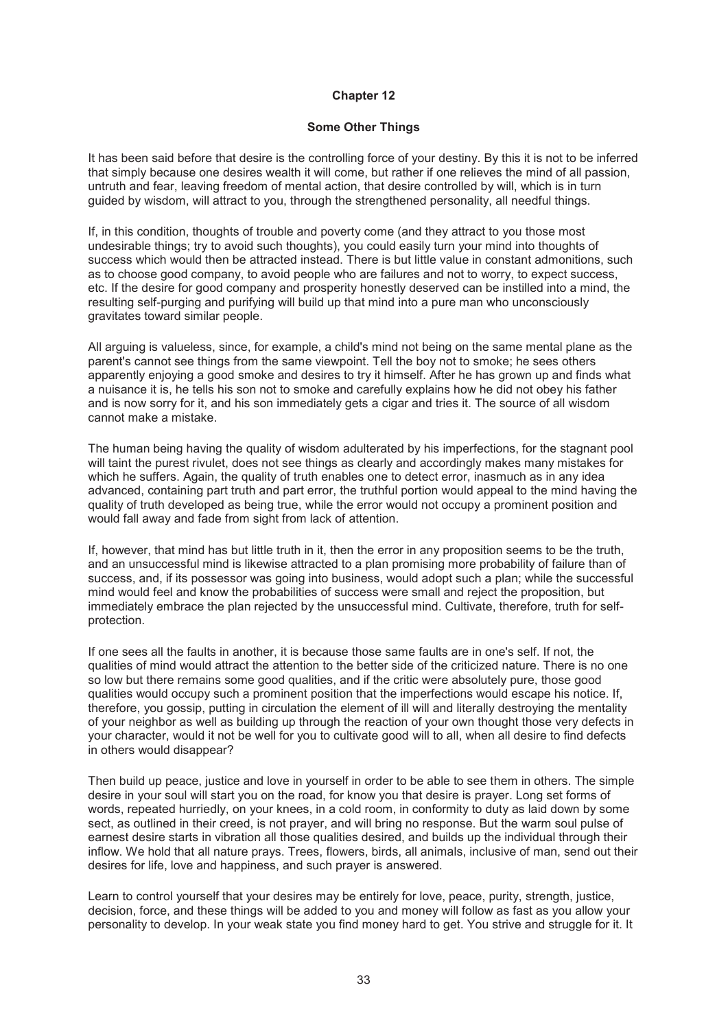## Chapter 12

### Some Other Things

It has been said before that desire is the controlling force of your destiny. By this it is not to be inferred that simply because one desires wealth it will come, but rather if one relieves the mind of all passion, untruth and fear, leaving freedom of mental action, that desire controlled by will, which is in turn guided by wisdom, will attract to you, through the strengthened personality, all needful things.

If, in this condition, thoughts of trouble and poverty come (and they attract to you those most undesirable things; try to avoid such thoughts), you could easily turn your mind into thoughts of success which would then be attracted instead. There is but little value in constant admonitions, such as to choose good company, to avoid people who are failures and not to worry, to expect success, etc. If the desire for good company and prosperity honestly deserved can be instilled into a mind, the resulting self-purging and purifying will build up that mind into a pure man who unconsciously gravitates toward similar people.

All arguing is valueless, since, for example, a child's mind not being on the same mental plane as the parent's cannot see things from the same viewpoint. Tell the boy not to smoke; he sees others apparently enjoying a good smoke and desires to try it himself. After he has grown up and finds what a nuisance it is, he tells his son not to smoke and carefully explains how he did not obey his father and is now sorry for it, and his son immediately gets a cigar and tries it. The source of all wisdom cannot make a mistake.

The human being having the quality of wisdom adulterated by his imperfections, for the stagnant pool will taint the purest rivulet, does not see things as clearly and accordingly makes many mistakes for which he suffers. Again, the quality of truth enables one to detect error, inasmuch as in any idea advanced, containing part truth and part error, the truthful portion would appeal to the mind having the quality of truth developed as being true, while the error would not occupy a prominent position and would fall away and fade from sight from lack of attention.

If, however, that mind has but little truth in it, then the error in any proposition seems to be the truth, and an unsuccessful mind is likewise attracted to a plan promising more probability of failure than of success, and, if its possessor was going into business, would adopt such a plan; while the successful mind would feel and know the probabilities of success were small and reject the proposition, but immediately embrace the plan rejected by the unsuccessful mind. Cultivate, therefore, truth for self-protection.

If one sees all the faults in another, it is because those same faults are in one's self. If not, the qualities of mind would attract the attention to the better side of the criticized nature. There is no one so low but there remains some good qualities, and if the critic were absolutely pure, those good qualities would occupy such a prominent position that the imperfections would escape his notice. If, therefore, you gossip, putting in circulation the element of ill will and literally destroying the mentality of your neighbor as well as building up through the reaction of your own thought those very defects in your character, would it not be well for you to cultivate good will to all, when all desire to find defects in others would disappear?

Then build up peace, justice and love in yourself in order to be able to see them in others. The simple desire in your soul will start you on the road, for know you that desire is prayer. Long set forms of words, repeated hurriedly, on your knees, in a cold room, in conformity to duty as laid down by some sect, as outlined in their creed, is not prayer, and will bring no response. But the warm soul pulse of earnest desire starts in vibration all those qualities desired, and builds up the individual through their inflow. We hold that all nature prays. Trees, flowers, birds, all animals, inclusive of man, send out their desires for life, love and happiness, and such prayer is answered.

Learn to control yourself that your desires may be entirely for love, peace, purity, strength, justice, decision, force, and these things will be added to you and money will follow as fast as you allow your personality to develop. In your weak state you find money hard to get. You strive and struggle for it. It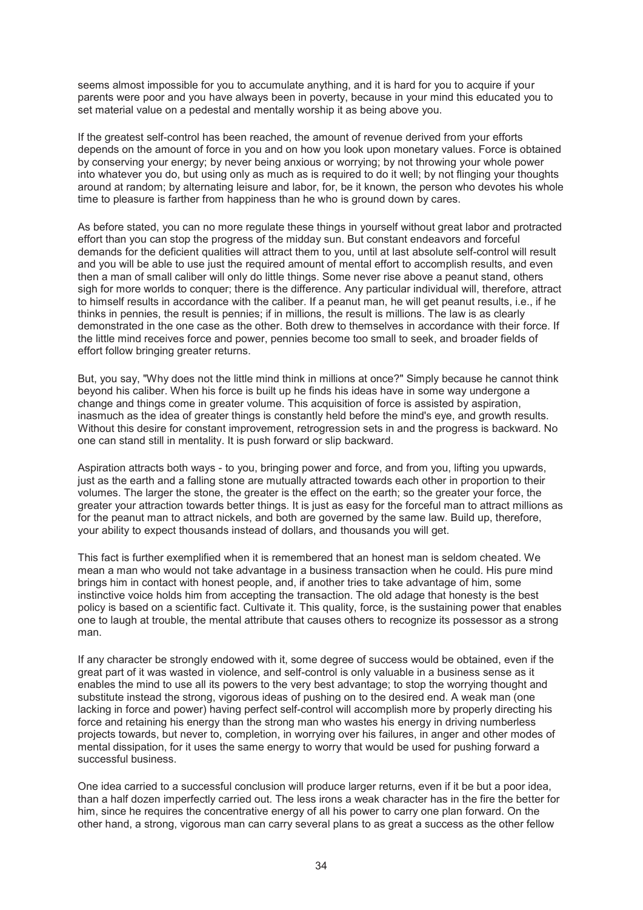seems almost impossible for you to accumulate anything, and it is hard for you to acquire if your parents were poor and you have always been in poverty, because in your mind this educated you to set material value on a pedestal and mentally worship it as being above you.

If the greatest self-control has been reached, the amount of revenue derived from your efforts depends on the amount of force in you and on how you look upon monetary values. Force is obtained by conserving your energy; by never being anxious or worrying; by not throwing your whole power into whatever you do, but using only as much as is required to do it well; by not flinging your thoughts around at random; by alternating leisure and labor, for, be it known, the person who devotes his whole time to pleasure is farther from happiness than he who is ground down by cares.

As before stated, you can no more regulate these things in yourself without great labor and protracted effort than you can stop the progress of the midday sun. But constant endeavors and forceful demands for the deficient qualities will attract them to you, until at last absolute self-control will result and you will be able to use just the required amount of mental effort to accomplish results, and even then a man of small caliber will only do little things. Some never rise above a peanut stand, others sigh for more worlds to conquer; there is the difference. Any particular individual will, therefore, attract to himself results in accordance with the caliber. If a peanut man, he will get peanut results, i.e., if he thinks in pennies, the result is pennies; if in millions, the result is millions. The law is as clearly demonstrated in the one case as the other. Both drew to themselves in accordance with their force. If the little mind receives force and power, pennies become too small to seek, and broader fields of effort follow bringing greater returns.

But, you say, "Why does not the little mind think in millions at once?" Simply because he cannot think beyond his caliber. When his force is built up he finds his ideas have in some way undergone a change and things come in greater volume. This acquisition of force is assisted by aspiration, inasmuch as the idea of greater things is constantly held before the mind's eye, and growth results. Without this desire for constant improvement, retrogression sets in and the progress is backward. No one can stand still in mentality. It is push forward or slip backward.

Aspiration attracts both ways - to you, bringing power and force, and from you, lifting you upwards, just as the earth and a falling stone are mutually attracted towards each other in proportion to their volumes. The larger the stone, the greater is the effect on the earth; so the greater your force, the greater your attraction towards better things. It is just as easy for the forceful man to attract millions as for the peanut man to attract nickels, and both are governed by the same law. Build up, therefore, your ability to expect thousands instead of dollars, and thousands you will get.

This fact is further exemplified when it is remembered that an honest man is seldom cheated. We mean a man who would not take advantage in a business transaction when he could. His pure mind brings him in contact with honest people, and, if another tries to take advantage of him, some instinctive voice holds him from accepting the transaction. The old adage that honesty is the best policy is based on a scientific fact. Cultivate it. This quality, force, is the sustaining power that enables one to laugh at trouble, the mental attribute that causes others to recognize its possessor as a strong man.

If any character be strongly endowed with it, some degree of success would be obtained, even if the great part of it was wasted in violence, and self-control is only valuable in a business sense as it enables the mind to use all its powers to the very best advantage; to stop the worrying thought and substitute instead the strong, vigorous ideas of pushing on to the desired end. A weak man (one lacking in force and power) having perfect self-control will accomplish more by properly directing his force and retaining his energy than the strong man who wastes his energy in driving numberless projects towards, but never to, completion, in worrying over his failures, in anger and other modes of mental dissipation, for it uses the same energy to worry that would be used for pushing forward a successful business.

One idea carried to a successful conclusion will produce larger returns, even if it be but a poor idea, than a half dozen imperfectly carried out. The less irons a weak character has in the fire the better for him, since he requires the concentrative energy of all his power to carry one plan forward. On the other hand, a strong, vigorous man can carry several plans to as great a success as the other fellow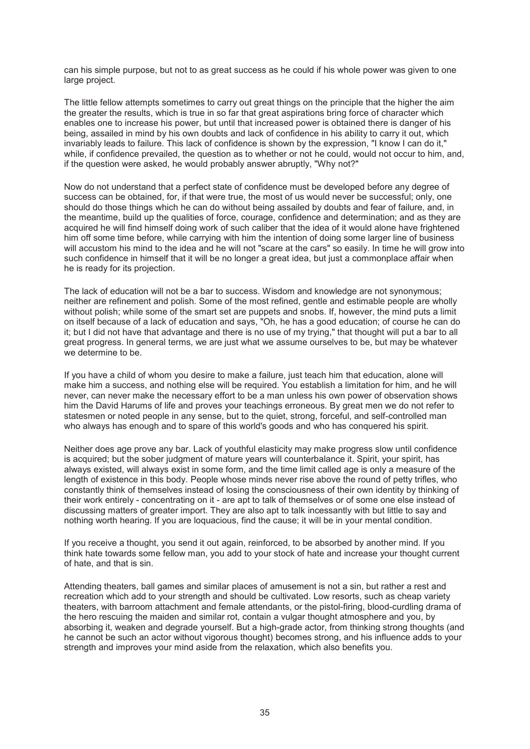can his simple purpose, but not to as great success as he could if his whole power was given to one large project.

The little fellow attempts sometimes to carry out great things on the principle that the higher the aim the greater the results, which is true in so far that great aspirations bring force of character which enables one to increase his power, but until that increased power is obtained there is danger of his being, assailed in mind by his own doubts and lack of confidence in his ability to carry it out, which invariably leads to failure. This lack of confidence is shown by the expression, "I know I can do it," while, if confidence prevailed, the question as to whether or not he could, would not occur to him, and, if the question were asked, he would probably answer abruptly, "Why not?"

Now do not understand that a perfect state of confidence must be developed before any degree of success can be obtained, for, if that were true, the most of us would never be successful; only, one should do those things which he can do without being assailed by doubts and fear of failure, and, in the meantime, build up the qualities of force, courage, confidence and determination; and as they are acquired he will find himself doing work of such caliber that the idea of it would alone have frightened him off some time before, while carrying with him the intention of doing some larger line of business will accustom his mind to the idea and he will not "scare at the cars" so easily. In time he will grow into such confidence in himself that it will be no longer a great idea, but just a commonplace affair when he is ready for its projection.

The lack of education will not be a bar to success. Wisdom and knowledge are not synonymous; neither are refinement and polish. Some of the most refined, gentle and estimable people are wholly without polish; while some of the smart set are puppets and snobs. If, however, the mind puts a limit on itself because of a lack of education and says, "Oh, he has a good education; of course he can do it; but I did not have that advantage and there is no use of my trying," that thought will put a bar to all great progress. In general terms, we are just what we assume ourselves to be, but may be whatever we determine to be.

If you have a child of whom you desire to make a failure, just teach him that education, alone will make him a success, and nothing else will be required. You establish a limitation for him, and he will never, can never make the necessary effort to be a man unless his own power of observation shows him the David Harums of life and proves your teachings erroneous. By great men we do not refer to statesmen or noted people in any sense, but to the quiet, strong, forceful, and self-controlled man who always has enough and to spare of this world's goods and who has conquered his spirit.

Neither does age prove any bar. Lack of youthful elasticity may make progress slow until confidence is acquired; but the sober judgment of mature years will counterbalance it. Spirit, your spirit, has always existed, will always exist in some form, and the time limit called age is only a measure of the length of existence in this body. People whose minds never rise above the round of petty trifles, who constantly think of themselves instead of losing the consciousness of their own identity by thinking of their work entirely - concentrating on it - are apt to talk of themselves or of some one else instead of discussing matters of greater import. They are also apt to talk incessantly with but little to say and nothing worth hearing. If you are loquacious, find the cause; it will be in your mental condition.

If you receive a thought, you send it out again, reinforced, to be absorbed by another mind. If you think hate towards some fellow man, you add to your stock of hate and increase your thought current of hate, and that is sin.

Attending theaters, ball games and similar places of amusement is not a sin, but rather a rest and recreation which add to your strength and should be cultivated. Low resorts, such as cheap variety theaters, with barroom attachment and female attendants, or the pistol-firing, blood-curdling drama of the hero rescuing the maiden and similar rot, contain a vulgar thought atmosphere and you, by absorbing it, weaken and degrade yourself. But a high-grade actor, from thinking strong thoughts (and he cannot be such an actor without vigorous thought) becomes strong, and his influence adds to your strength and improves your mind aside from the relaxation, which also benefits you.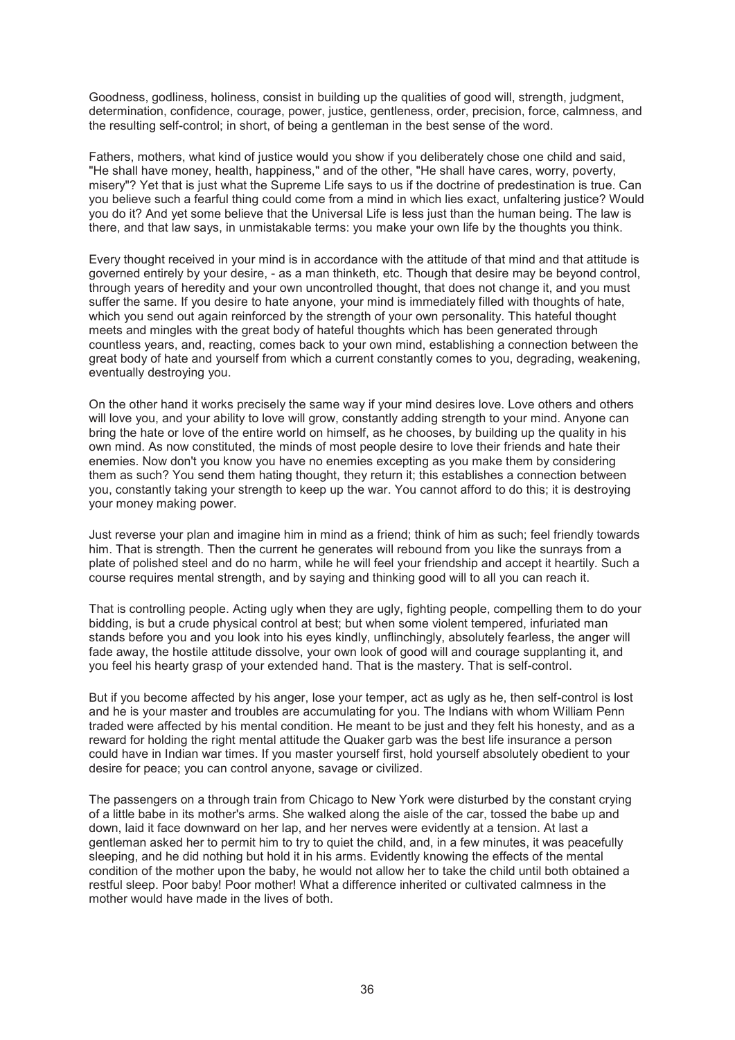Goodness, godliness, holiness, consist in building up the qualities of good will, strength, judgment, determination, confidence, courage, power, justice, gentleness, order, precision, force, calmness, and the resulting self-control; in short, of being a gentleman in the best sense of the word.

Fathers, mothers, what kind of justice would you show if you deliberately chose one child and said, "He shall have money, health, happiness," and of the other, "He shall have cares, worry, poverty, misery"? Yet that is just what the Supreme Life says to us if the doctrine of predestination is true. Can you believe such a fearful thing could come from a mind in which lies exact, unfaltering justice? Would you do it? And yet some believe that the Universal Life is less just than the human being. The law is there, and that law says, in unmistakable terms: you make your own life by the thoughts you think.

Every thought received in your mind is in accordance with the attitude of that mind and that attitude is governed entirely by your desire, - as a man thinketh, etc. Though that desire may be beyond control, through years of heredity and your own uncontrolled thought, that does not change it, and you must suffer the same. If you desire to hate anyone, your mind is immediately filled with thoughts of hate, which you send out again reinforced by the strength of your own personality. This hateful thought meets and mingles with the great body of hateful thoughts which has been generated through countless years, and, reacting, comes back to your own mind, establishing a connection between the great body of hate and yourself from which a current constantly comes to you, degrading, weakening, eventually destroying you.

On the other hand it works precisely the same way if your mind desires love. Love others and others will love you, and your ability to love will grow, constantly adding strength to your mind. Anyone can bring the hate or love of the entire world on himself, as he chooses, by building up the quality in his own mind. As now constituted, the minds of most people desire to love their friends and hate their enemies. Now don't you know you have no enemies excepting as you make them by considering them as such? You send them hating thought, they return it; this establishes a connection between you, constantly taking your strength to keep up the war. You cannot afford to do this; it is destroying your money making power.

Just reverse your plan and imagine him in mind as a friend; think of him as such; feel friendly towards him. That is strength. Then the current he generates will rebound from you like the sunrays from a plate of polished steel and do no harm, while he will feel your friendship and accept it heartily. Such a course requires mental strength, and by saying and thinking good will to all you can reach it.

That is controlling people. Acting ugly when they are ugly, fighting people, compelling them to do your bidding, is but a crude physical control at best; but when some violent tempered, infuriated man stands before you and you look into his eyes kindly, unflinchingly, absolutely fearless, the anger will fade away, the hostile attitude dissolve, your own look of good will and courage supplanting it, and you feel his hearty grasp of your extended hand. That is the mastery. That is self-control.

But if you become affected by his anger, lose your temper, act as ugly as he, then self-control is lost and he is your master and troubles are accumulating for you. The Indians with whom William Penn traded were affected by his mental condition. He meant to be just and they felt his honesty, and as a reward for holding the right mental attitude the Quaker garb was the best life insurance a person could have in Indian war times. If you master yourself first, hold yourself absolutely obedient to your desire for peace; you can control anyone, savage or civilized.

The passengers on a through train from Chicago to New York were disturbed by the constant crying of a little babe in its mother's arms. She walked along the aisle of the car, tossed the babe up and down, laid it face downward on her lap, and her nerves were evidently at a tension. At last a gentleman asked her to permit him to try to quiet the child, and, in a few minutes, it was peacefully sleeping, and he did nothing but hold it in his arms. Evidently knowing the effects of the mental condition of the mother upon the baby, he would not allow her to take the child until both obtained a restful sleep. Poor baby! Poor mother! What a difference inherited or cultivated calmness in the mother would have made in the lives of both.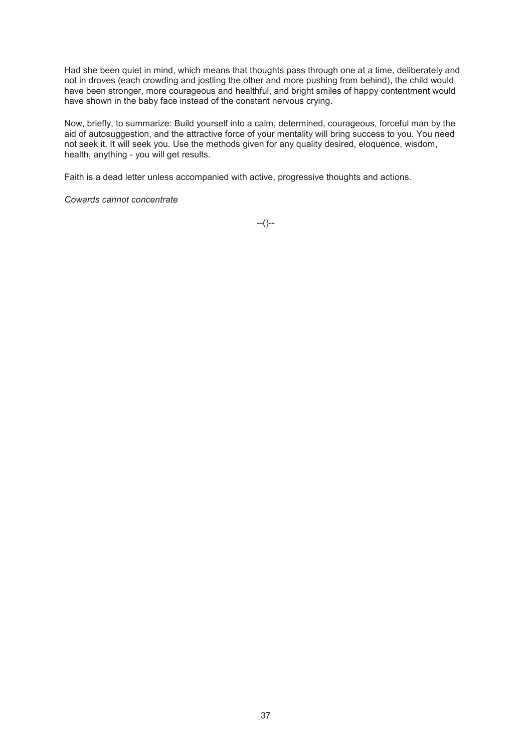Had she been quiet in mind, which means that thoughts pass through one at a time, deliberately and not in droves (each crowding and jostling the other and more pushing from behind), the child would have been stronger, more courageous and healthful, and bright smiles of happy contentment would have shown in the baby face instead of the constant nervous crying.

Now, briefly, to summarize: Build yourself into a calm, determined, courageous, forceful man by the aid of autosuggestion, and the attractive force of your mentality will bring success to you. You need not seek it. It will seek you. Use the methods given for any quality desired, eloquence, wisdom, health, anything - you will get results.

Faith is a dead letter unless accompanied with active, progressive thoughts and actions.

*Cowards cannot concentrate*

--()--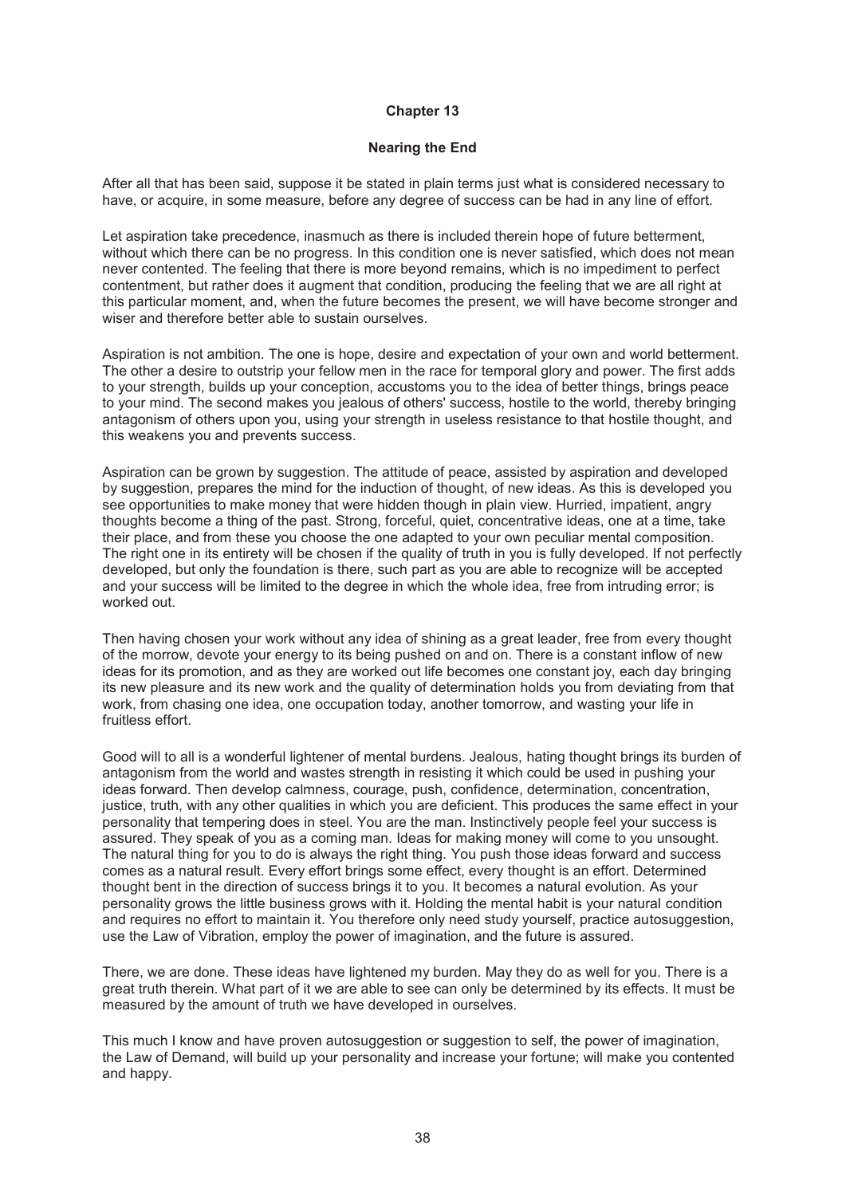# Chapter 13

## Nearing the End

After all that has been said, suppose it be stated in plain terms just what is considered necessary to have, or acquire, in some measure, before any degree of success can be had in any line of effort.

Let aspiration take precedence, inasmuch as there is included therein hope of future betterment, without which there can be no progress. In this condition one is never satisfied, which does not mean never contented. The feeling that there is more beyond remains, which is no impediment to perfect contentment, but rather does it augment that condition, producing the feeling that we are all right at this particular moment, and, when the future becomes the present, we will have become stronger and wiser and therefore better able to sustain ourselves.

Aspiration is not ambition. The one is hope, desire and expectation of your own and world betterment. The other a desire to outstrip your fellow men in the race for temporal glory and power. The first adds to your strength, builds up your conception, accustoms you to the idea of better things, brings peace to your mind. The second makes you jealous of others' success, hostile to the world, thereby bringing antagonism of others upon you, using your strength in useless resistance to that hostile thought, and this weakens you and prevents success.

Aspiration can be grown by suggestion. The attitude of peace, assisted by aspiration and developed by suggestion, prepares the mind for the induction of thought, of new ideas. As this is developed you see opportunities to make money that were hidden though in plain view. Hurried, impatient, angry thoughts become a thing of the past. Strong, forceful, quiet, concentrative ideas, one at a time, take their place, and from these you choose the one adapted to your own peculiar mental composition. The right one in its entirety will be chosen if the quality of truth in you is fully developed. If not perfectly developed, but only the foundation is there, such part as you are able to recognize will be accepted and your success will be limited to the degree in which the whole idea, free from intruding error; is worked out.

Then having chosen your work without any idea of shining as a great leader, free from every thought of the morrow, devote your energy to its being pushed on and on. There is a constant inflow of new ideas for its promotion, and as they are worked out life becomes one constant joy, each day bringing its new pleasure and its new work and the quality of determination holds you from deviating from that work, from chasing one idea, one occupation today, another tomorrow, and wasting your life in fruitless effort.

Good will to all is a wonderful lightener of mental burdens. Jealous, hating thought brings its burden of antagonism from the world and wastes strength in resisting it which could be used in pushing your ideas forward. Then develop calmness, courage, push, confidence, determination, concentration, justice, truth, with any other qualities in which you are deficient. This produces the same effect in your personality that tempering does in steel. You are the man. Instinctively people feel your success is assured. They speak of you as a coming man. Ideas for making money will come to you unsought. The natural thing for you to do is always the right thing. You push those ideas forward and success comes as a natural result. Every effort brings some effect, every thought is an effort. Determined thought bent in the direction of success brings it to you. It becomes a natural evolution. As your personality grows the little business grows with it. Holding the mental habit is your natural condition and requires no effort to maintain it. You therefore only need study yourself, practice autosuggestion, use the Law of Vibration, employ the power of imagination, and the future is assured.

There, we are done. These ideas have lightened my burden. May they do as well for you. There is a great truth therein. What part of it we are able to see can only be determined by its effects. It must be measured by the amount of truth we have developed in ourselves.

This much I know and have proven autosuggestion or suggestion to self, the power of imagination, the Law of Demand, will build up your personality and increase your fortune; will make you contented and happy.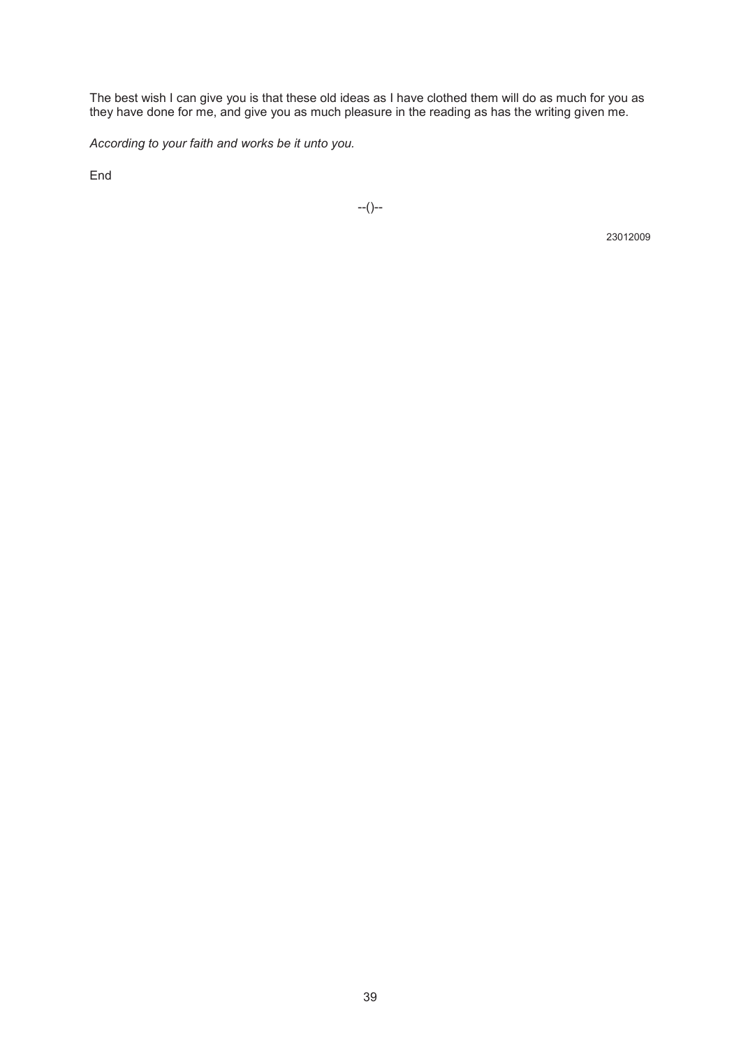The best wish I can give you is that these old ideas as I have clothed them will do as much for you as they have done for me, and give you as much pleasure in the reading as has the writing given me.

*According to your faith and works be it unto you.*

End

--()--

23012009